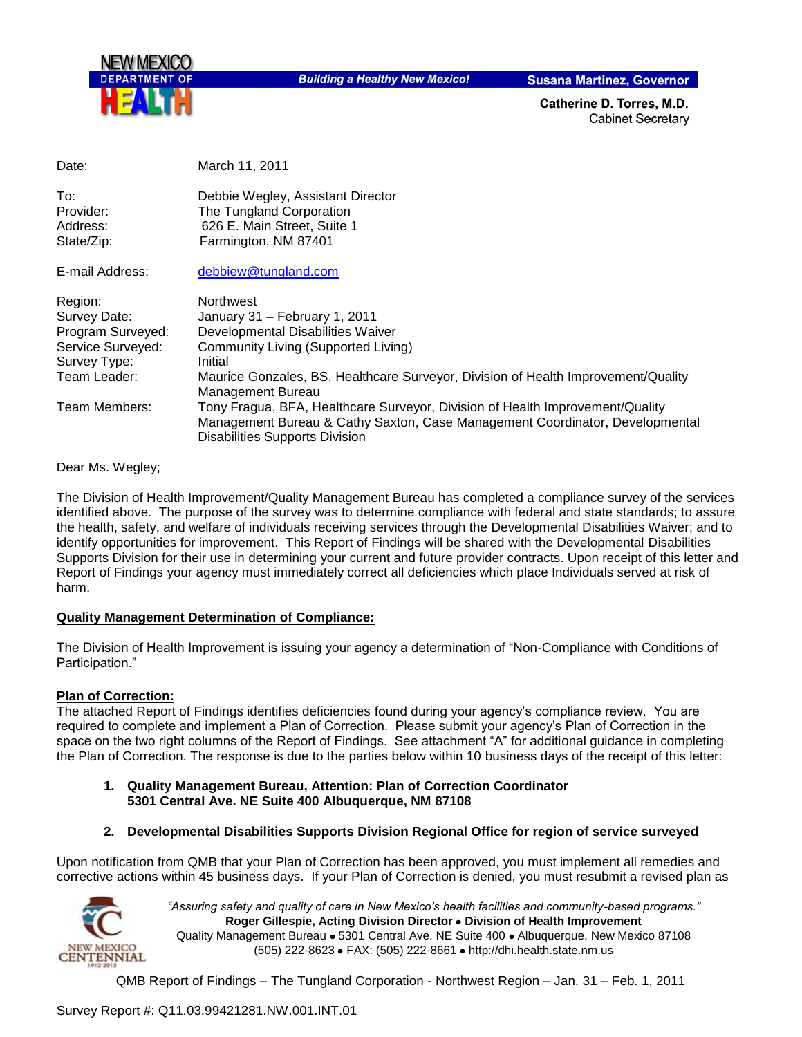NEW MEXICO DEPARTMENT OF HEALTH

*Building a Healthy New Mexico!*

**Susana Martinez, Governor**

**Catherine D. Torres, M.D.**
Cabinet Secretary

| | |
|---|---|
| Date: | March 11, 2011 |
| To: | Debbie Wegley, Assistant Director |
| Provider: | The Tungland Corporation |
| Address: | 626 E. Main Street, Suite 1 |
| State/Zip: | Farmington, NM 87401 |
| E-mail Address: | debbiew@tungland.com |
| Region: | Northwest |
| Survey Date: | January 31 – February 1, 2011 |
| Program Surveyed: | Developmental Disabilities Waiver |
| Service Surveyed: | Community Living (Supported Living) |
| Survey Type: | Initial |
| Team Leader: | Maurice Gonzales, BS, Healthcare Surveyor, Division of Health Improvement/Quality Management Bureau |
| Team Members: | Tony Fragua, BFA, Healthcare Surveyor, Division of Health Improvement/Quality Management Bureau & Cathy Saxton, Case Management Coordinator, Developmental Disabilities Supports Division |

Dear Ms. Wegley;

The Division of Health Improvement/Quality Management Bureau has completed a compliance survey of the services identified above. The purpose of the survey was to determine compliance with federal and state standards; to assure the health, safety, and welfare of individuals receiving services through the Developmental Disabilities Waiver; and to identify opportunities for improvement. This Report of Findings will be shared with the Developmental Disabilities Supports Division for their use in determining your current and future provider contracts. Upon receipt of this letter and Report of Findings your agency must immediately correct all deficiencies which place Individuals served at risk of harm.

**Quality Management Determination of Compliance:**

The Division of Health Improvement is issuing your agency a determination of "Non-Compliance with Conditions of Participation."

**Plan of Correction:**

The attached Report of Findings identifies deficiencies found during your agency's compliance review. You are required to complete and implement a Plan of Correction. Please submit your agency's Plan of Correction in the space on the two right columns of the Report of Findings. See attachment "A" for additional guidance in completing the Plan of Correction. The response is due to the parties below within 10 business days of the receipt of this letter:

1. **Quality Management Bureau, Attention: Plan of Correction Coordinator 5301 Central Ave. NE Suite 400 Albuquerque, NM 87108**

2. **Developmental Disabilities Supports Division Regional Office for region of service surveyed**

Upon notification from QMB that your Plan of Correction has been approved, you must implement all remedies and corrective actions within 45 business days. If your Plan of Correction is denied, you must resubmit a revised plan as

*"Assuring safety and quality of care in New Mexico's health facilities and community-based programs."*
**Roger Gillespie, Acting Division Director • Division of Health Improvement**
Quality Management Bureau • 5301 Central Ave. NE Suite 400 • Albuquerque, New Mexico 87108
(505) 222-8623 • FAX: (505) 222-8661 • http://dhi.health.state.nm.us

QMB Report of Findings – The Tungland Corporation - Northwest Region – Jan. 31 – Feb. 1, 2011

Survey Report #: Q11.03.99421281.NW.001.INT.01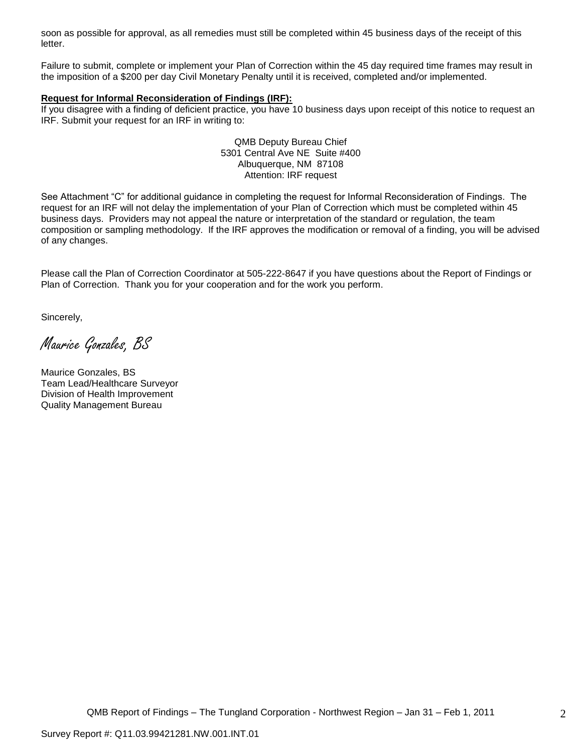soon as possible for approval, as all remedies must still be completed within 45 business days of the receipt of this letter.

Failure to submit, complete or implement your Plan of Correction within the 45 day required time frames may result in the imposition of a $200 per day Civil Monetary Penalty until it is received, completed and/or implemented.

**Request for Informal Reconsideration of Findings (IRF):**

If you disagree with a finding of deficient practice, you have 10 business days upon receipt of this notice to request an IRF. Submit your request for an IRF in writing to:

QMB Deputy Bureau Chief
5301 Central Ave NE Suite #400
Albuquerque, NM 87108
Attention: IRF request

See Attachment "C" for additional guidance in completing the request for Informal Reconsideration of Findings. The request for an IRF will not delay the implementation of your Plan of Correction which must be completed within 45 business days. Providers may not appeal the nature or interpretation of the standard or regulation, the team composition or sampling methodology. If the IRF approves the modification or removal of a finding, you will be advised of any changes.

Please call the Plan of Correction Coordinator at 505-222-8647 if you have questions about the Report of Findings or Plan of Correction. Thank you for your cooperation and for the work you perform.

Sincerely,

*Maurice Gonzales, BS*

Maurice Gonzales, BS
Team Lead/Healthcare Surveyor
Division of Health Improvement
Quality Management Bureau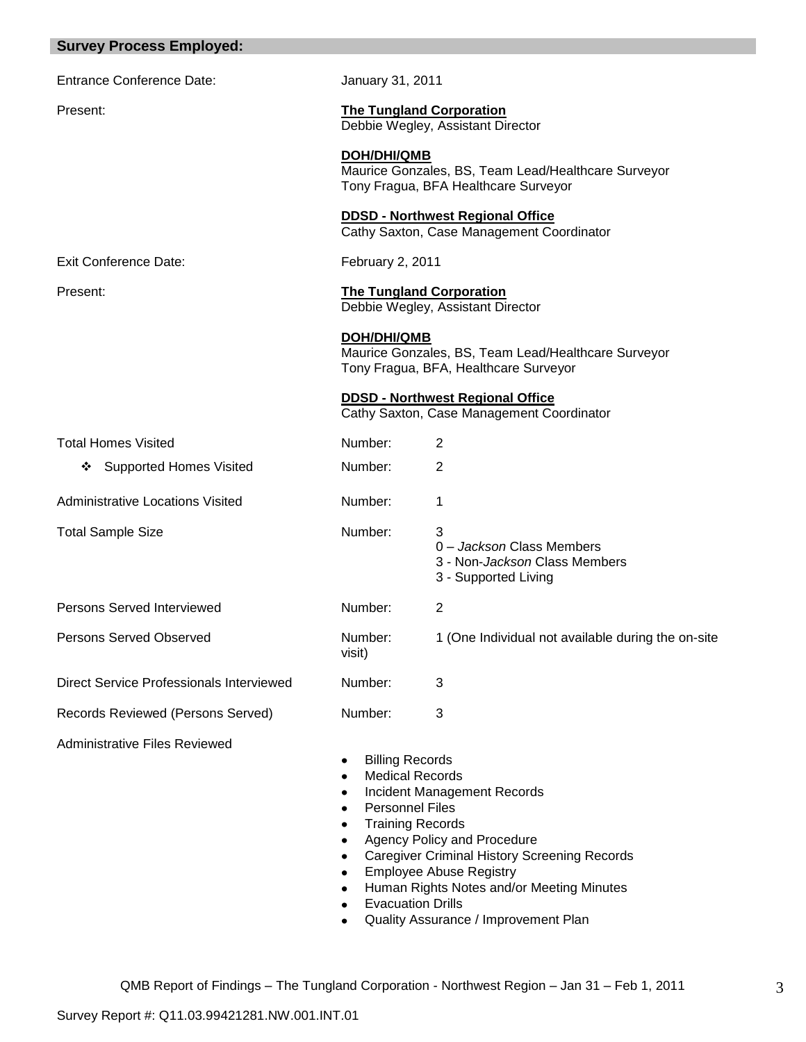## Survey Process Employed:

| | | |
|---|---|---|
| Entrance Conference Date: | January 31, 2011 | |
| Present: | **The Tungland Corporation**<br>Debbie Wegley, Assistant Director<br><br>**DOH/DHI/QMB**<br>Maurice Gonzales, BS, Team Lead/Healthcare Surveyor<br>Tony Fragua, BFA Healthcare Surveyor<br><br>**DDSD - Northwest Regional Office**<br>Cathy Saxton, Case Management Coordinator | |
| Exit Conference Date: | February 2, 2011 | |
| Present: | **The Tungland Corporation**<br>Debbie Wegley, Assistant Director<br><br>**DOH/DHI/QMB**<br>Maurice Gonzales, BS, Team Lead/Healthcare Surveyor<br>Tony Fragua, BFA, Healthcare Surveyor<br><br>**DDSD - Northwest Regional Office**<br>Cathy Saxton, Case Management Coordinator | |
| Total Homes Visited | Number: | 2 |
| ❖ Supported Homes Visited | Number: | 2 |
| Administrative Locations Visited | Number: | 1 |
| Total Sample Size | Number: | 3<br>0 – *Jackson* Class Members<br>3 - Non-*Jackson* Class Members<br>3 - Supported Living |
| Persons Served Interviewed | Number: | 2 |
| Persons Served Observed | Number: | 1 (One Individual not available during the on-site visit) |
| Direct Service Professionals Interviewed | Number: | 3 |
| Records Reviewed (Persons Served) | Number: | 3 |

Administrative Files Reviewed

- Billing Records
- Medical Records
- Incident Management Records
- Personnel Files
- Training Records
- Agency Policy and Procedure
- Caregiver Criminal History Screening Records
- Employee Abuse Registry
- Human Rights Notes and/or Meeting Minutes
- Evacuation Drills
- Quality Assurance / Improvement Plan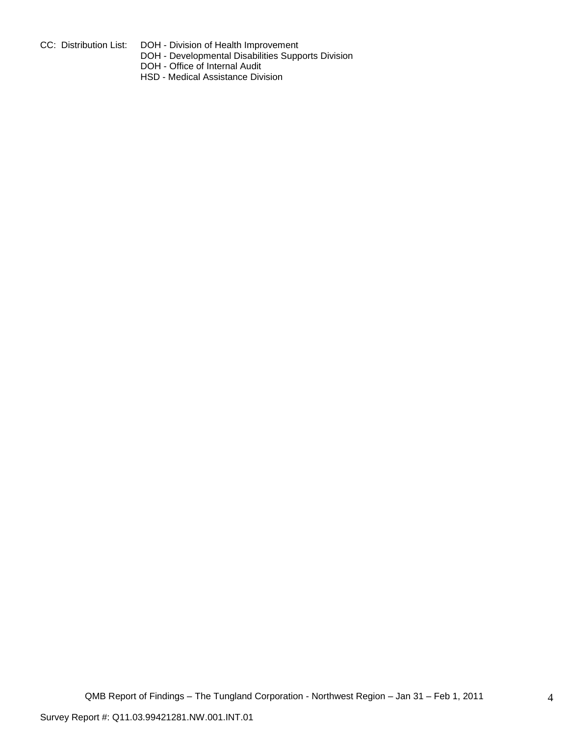CC: Distribution List: DOH - Division of Health Improvement
DOH - Developmental Disabilities Supports Division
DOH - Office of Internal Audit
HSD - Medical Assistance Division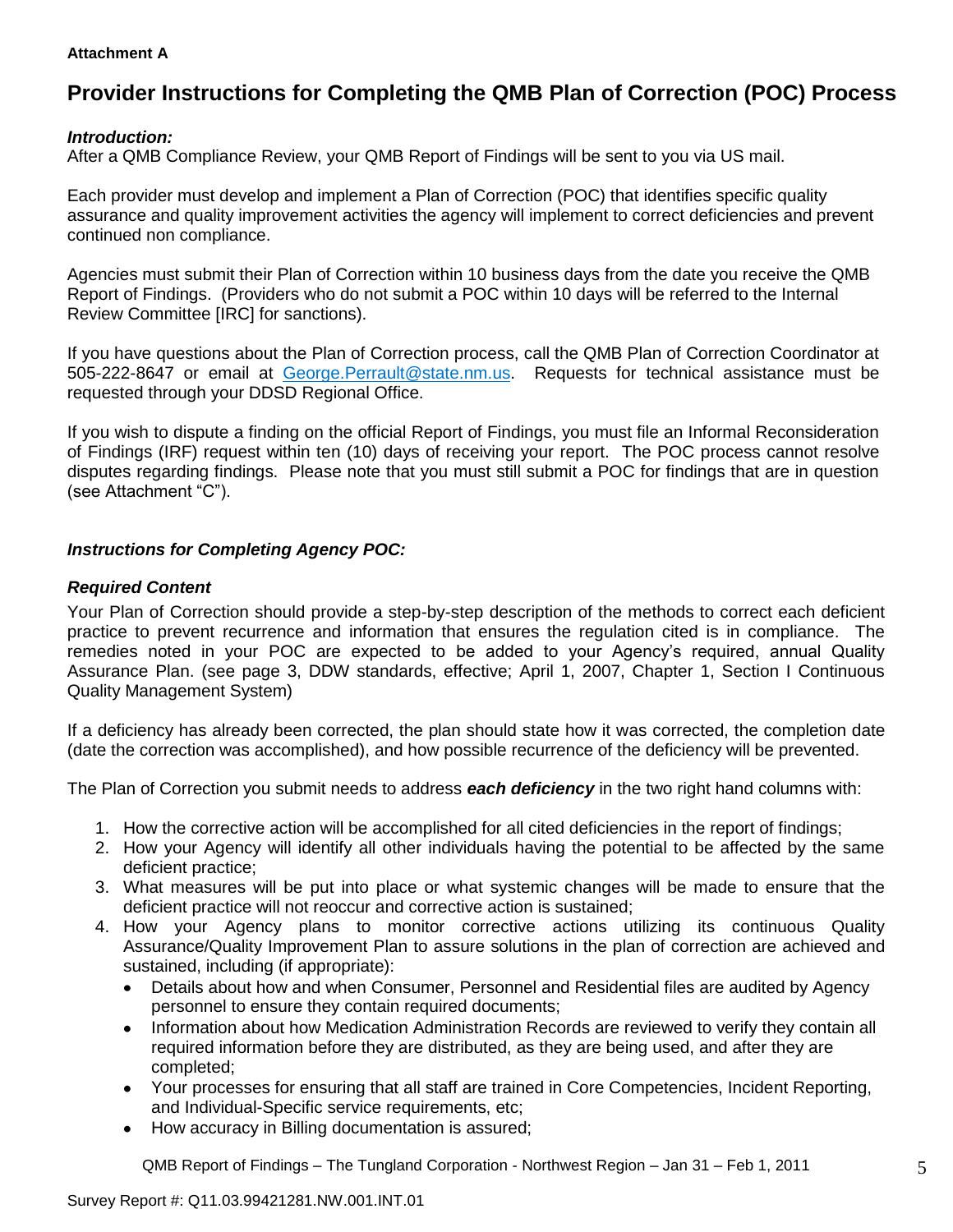**Attachment A**

# Provider Instructions for Completing the QMB Plan of Correction (POC) Process

***Introduction:***
After a QMB Compliance Review, your QMB Report of Findings will be sent to you via US mail.

Each provider must develop and implement a Plan of Correction (POC) that identifies specific quality assurance and quality improvement activities the agency will implement to correct deficiencies and prevent continued non compliance.

Agencies must submit their Plan of Correction within 10 business days from the date you receive the QMB Report of Findings. (Providers who do not submit a POC within 10 days will be referred to the Internal Review Committee [IRC] for sanctions).

If you have questions about the Plan of Correction process, call the QMB Plan of Correction Coordinator at 505-222-8647 or email at George.Perrault@state.nm.us. Requests for technical assistance must be requested through your DDSD Regional Office.

If you wish to dispute a finding on the official Report of Findings, you must file an Informal Reconsideration of Findings (IRF) request within ten (10) days of receiving your report. The POC process cannot resolve disputes regarding findings. Please note that you must still submit a POC for findings that are in question (see Attachment "C").

***Instructions for Completing Agency POC:***

***Required Content***
Your Plan of Correction should provide a step-by-step description of the methods to correct each deficient practice to prevent recurrence and information that ensures the regulation cited is in compliance. The remedies noted in your POC are expected to be added to your Agency's required, annual Quality Assurance Plan. (see page 3, DDW standards, effective; April 1, 2007, Chapter 1, Section I Continuous Quality Management System)

If a deficiency has already been corrected, the plan should state how it was corrected, the completion date (date the correction was accomplished), and how possible recurrence of the deficiency will be prevented.

The Plan of Correction you submit needs to address ***each deficiency*** in the two right hand columns with:

1. How the corrective action will be accomplished for all cited deficiencies in the report of findings;
2. How your Agency will identify all other individuals having the potential to be affected by the same deficient practice;
3. What measures will be put into place or what systemic changes will be made to ensure that the deficient practice will not reoccur and corrective action is sustained;
4. How your Agency plans to monitor corrective actions utilizing its continuous Quality Assurance/Quality Improvement Plan to assure solutions in the plan of correction are achieved and sustained, including (if appropriate):
   - Details about how and when Consumer, Personnel and Residential files are audited by Agency personnel to ensure they contain required documents;
   - Information about how Medication Administration Records are reviewed to verify they contain all required information before they are distributed, as they are being used, and after they are completed;
   - Your processes for ensuring that all staff are trained in Core Competencies, Incident Reporting, and Individual-Specific service requirements, etc;
   - How accuracy in Billing documentation is assured;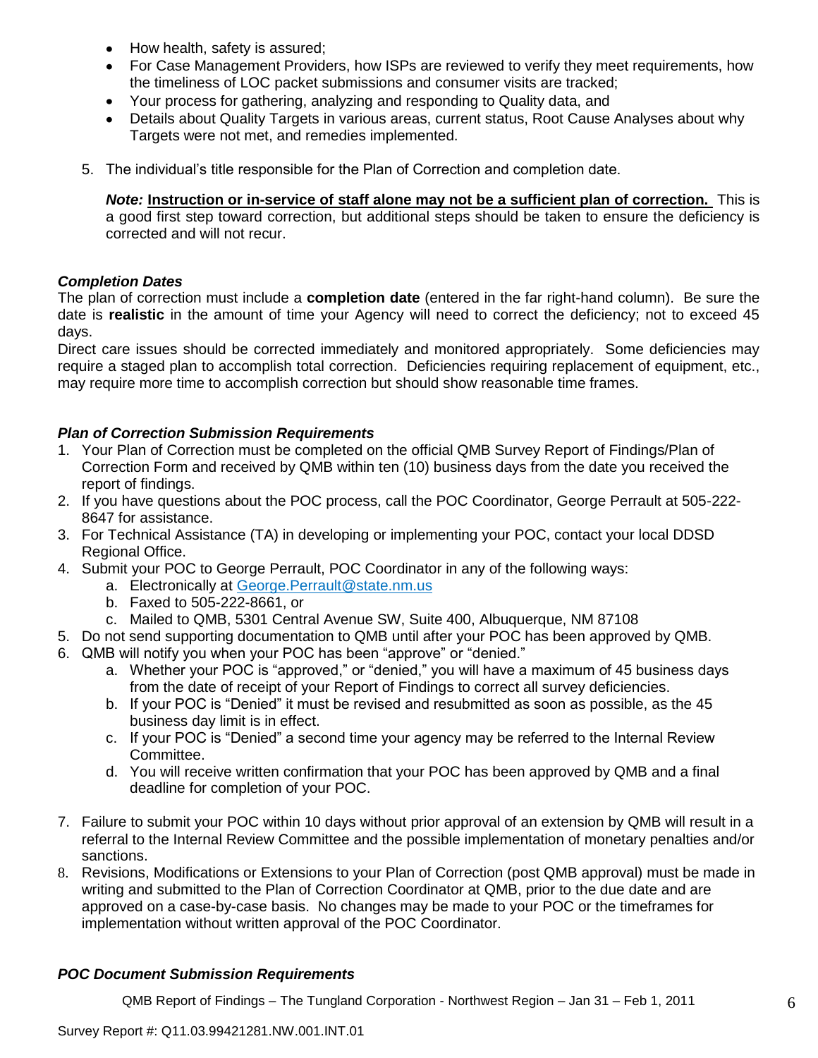- How health, safety is assured;
- For Case Management Providers, how ISPs are reviewed to verify they meet requirements, how the timeliness of LOC packet submissions and consumer visits are tracked;
- Your process for gathering, analyzing and responding to Quality data, and
- Details about Quality Targets in various areas, current status, Root Cause Analyses about why Targets were not met, and remedies implemented.

5. The individual's title responsible for the Plan of Correction and completion date.

   ***Note:*** **Instruction or in-service of staff alone may not be a sufficient plan of correction.** This is a good first step toward correction, but additional steps should be taken to ensure the deficiency is corrected and will not recur.

***Completion Dates***

The plan of correction must include a **completion date** (entered in the far right-hand column). Be sure the date is **realistic** in the amount of time your Agency will need to correct the deficiency; not to exceed 45 days.

Direct care issues should be corrected immediately and monitored appropriately. Some deficiencies may require a staged plan to accomplish total correction. Deficiencies requiring replacement of equipment, etc., may require more time to accomplish correction but should show reasonable time frames.

***Plan of Correction Submission Requirements***

1. Your Plan of Correction must be completed on the official QMB Survey Report of Findings/Plan of Correction Form and received by QMB within ten (10) business days from the date you received the report of findings.
2. If you have questions about the POC process, call the POC Coordinator, George Perrault at 505-222-8647 for assistance.
3. For Technical Assistance (TA) in developing or implementing your POC, contact your local DDSD Regional Office.
4. Submit your POC to George Perrault, POC Coordinator in any of the following ways:
   a. Electronically at George.Perrault@state.nm.us
   b. Faxed to 505-222-8661, or
   c. Mailed to QMB, 5301 Central Avenue SW, Suite 400, Albuquerque, NM 87108
5. Do not send supporting documentation to QMB until after your POC has been approved by QMB.
6. QMB will notify you when your POC has been "approve" or "denied."
   a. Whether your POC is "approved," or "denied," you will have a maximum of 45 business days from the date of receipt of your Report of Findings to correct all survey deficiencies.
   b. If your POC is "Denied" it must be revised and resubmitted as soon as possible, as the 45 business day limit is in effect.
   c. If your POC is "Denied" a second time your agency may be referred to the Internal Review Committee.
   d. You will receive written confirmation that your POC has been approved by QMB and a final deadline for completion of your POC.
7. Failure to submit your POC within 10 days without prior approval of an extension by QMB will result in a referral to the Internal Review Committee and the possible implementation of monetary penalties and/or sanctions.
8. Revisions, Modifications or Extensions to your Plan of Correction (post QMB approval) must be made in writing and submitted to the Plan of Correction Coordinator at QMB, prior to the due date and are approved on a case-by-case basis. No changes may be made to your POC or the timeframes for implementation without written approval of the POC Coordinator.

***POC Document Submission Requirements***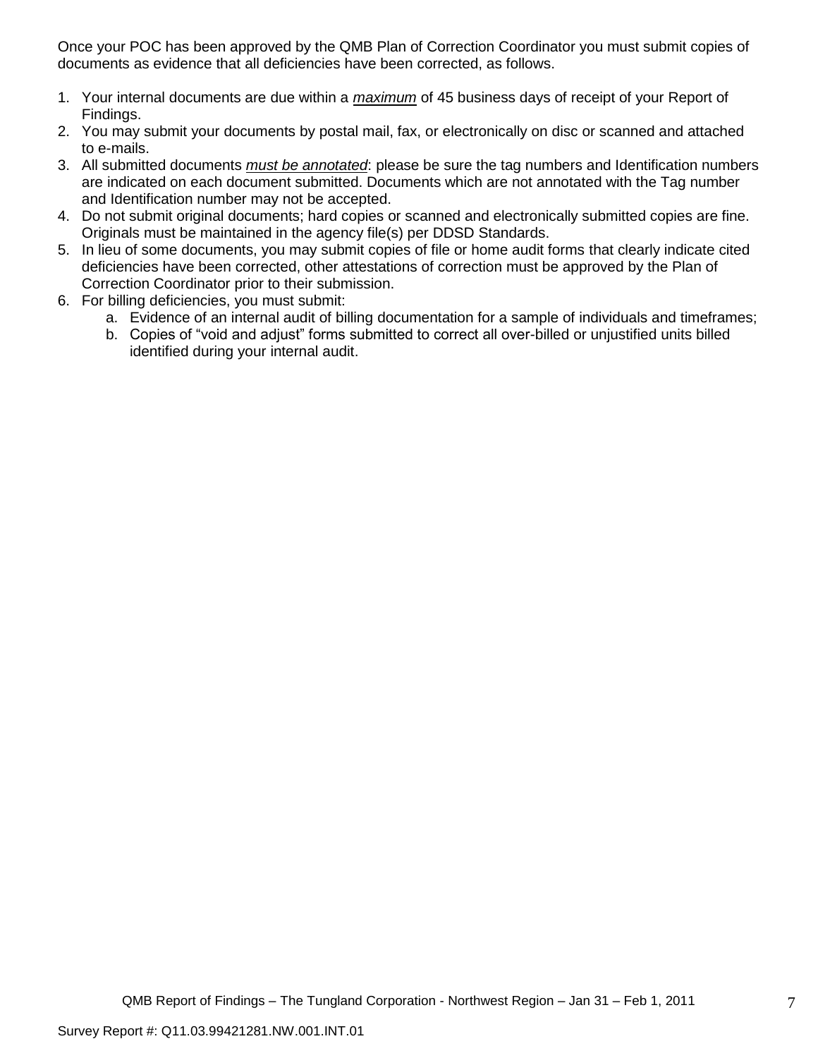Once your POC has been approved by the QMB Plan of Correction Coordinator you must submit copies of documents as evidence that all deficiencies have been corrected, as follows.

1. Your internal documents are due within a ***maximum*** of 45 business days of receipt of your Report of Findings.
2. You may submit your documents by postal mail, fax, or electronically on disc or scanned and attached to e-mails.
3. All submitted documents *must be annotated*: please be sure the tag numbers and Identification numbers are indicated on each document submitted. Documents which are not annotated with the Tag number and Identification number may not be accepted.
4. Do not submit original documents; hard copies or scanned and electronically submitted copies are fine. Originals must be maintained in the agency file(s) per DDSD Standards.
5. In lieu of some documents, you may submit copies of file or home audit forms that clearly indicate cited deficiencies have been corrected, other attestations of correction must be approved by the Plan of Correction Coordinator prior to their submission.
6. For billing deficiencies, you must submit:
   a. Evidence of an internal audit of billing documentation for a sample of individuals and timeframes;
   b. Copies of "void and adjust" forms submitted to correct all over-billed or unjustified units billed identified during your internal audit.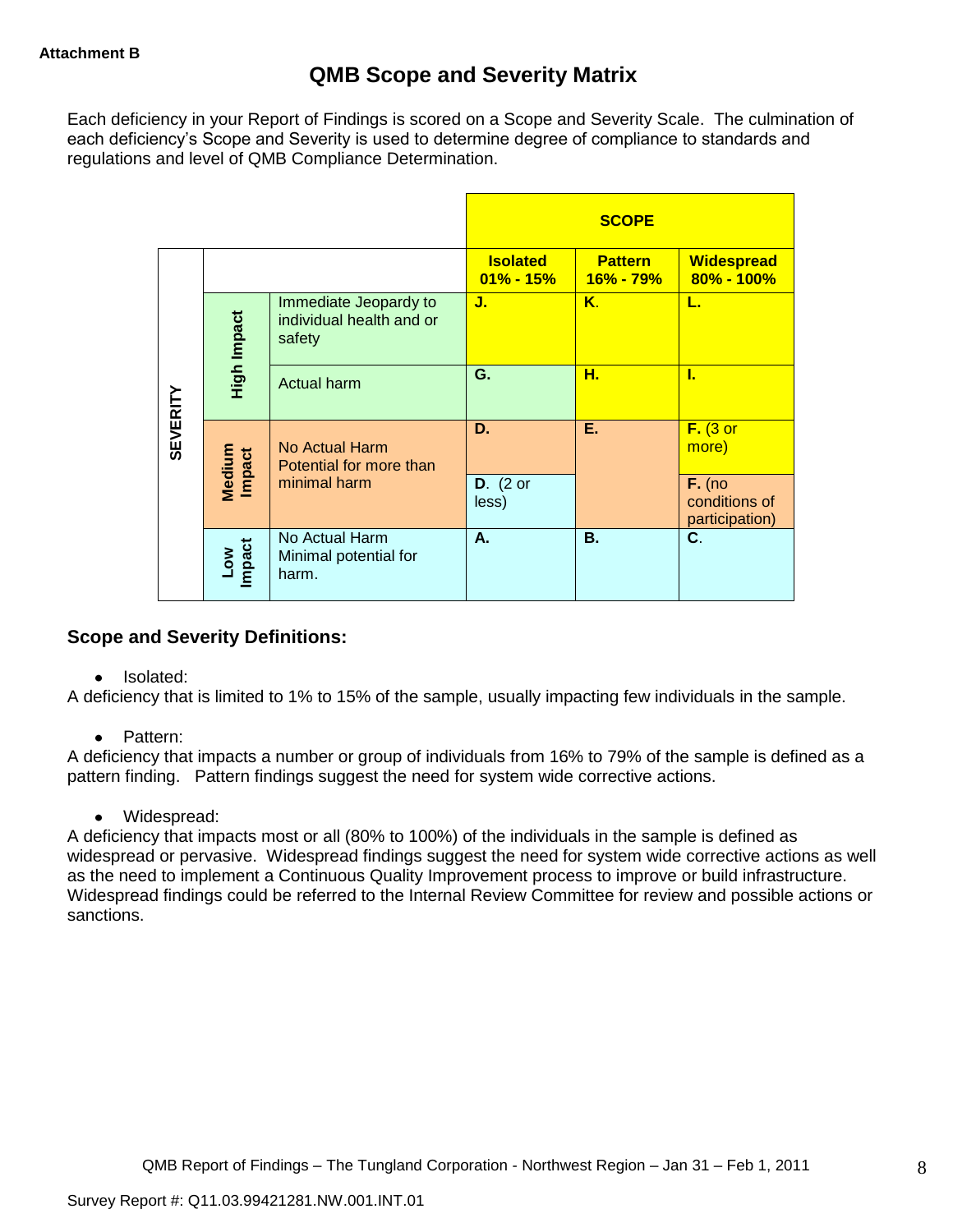**Attachment B**

# QMB Scope and Severity Matrix

Each deficiency in your Report of Findings is scored on a Scope and Severity Scale. The culmination of each deficiency's Scope and Severity is used to determine degree of compliance to standards and regulations and level of QMB Compliance Determination.

| | | | SCOPE | | |
|---|---|---|---|---|---|
| | | | **Isolated 01% - 15%** | **Pattern 16% - 79%** | **Widespread 80% - 100%** |
| **SEVERITY** | **High Impact** | Immediate Jeopardy to individual health and or safety | **J.** | **K**. | **L.** |
| | **High Impact** | Actual harm | **G.** | **H.** | **I.** |
| | **Medium Impact** | No Actual Harm Potential for more than minimal harm | **D.** | **E.** | **F.** (3 or more) |
| | **Medium Impact** | | **D**. (2 or less) | | **F.** (no conditions of participation) |
| | **Low Impact** | No Actual Harm Minimal potential for harm. | **A.** | **B.** | **C**. |

## Scope and Severity Definitions:

- Isolated:

A deficiency that is limited to 1% to 15% of the sample, usually impacting few individuals in the sample.

- Pattern:

A deficiency that impacts a number or group of individuals from 16% to 79% of the sample is defined as a pattern finding. Pattern findings suggest the need for system wide corrective actions.

- Widespread:

A deficiency that impacts most or all (80% to 100%) of the individuals in the sample is defined as widespread or pervasive. Widespread findings suggest the need for system wide corrective actions as well as the need to implement a Continuous Quality Improvement process to improve or build infrastructure. Widespread findings could be referred to the Internal Review Committee for review and possible actions or sanctions.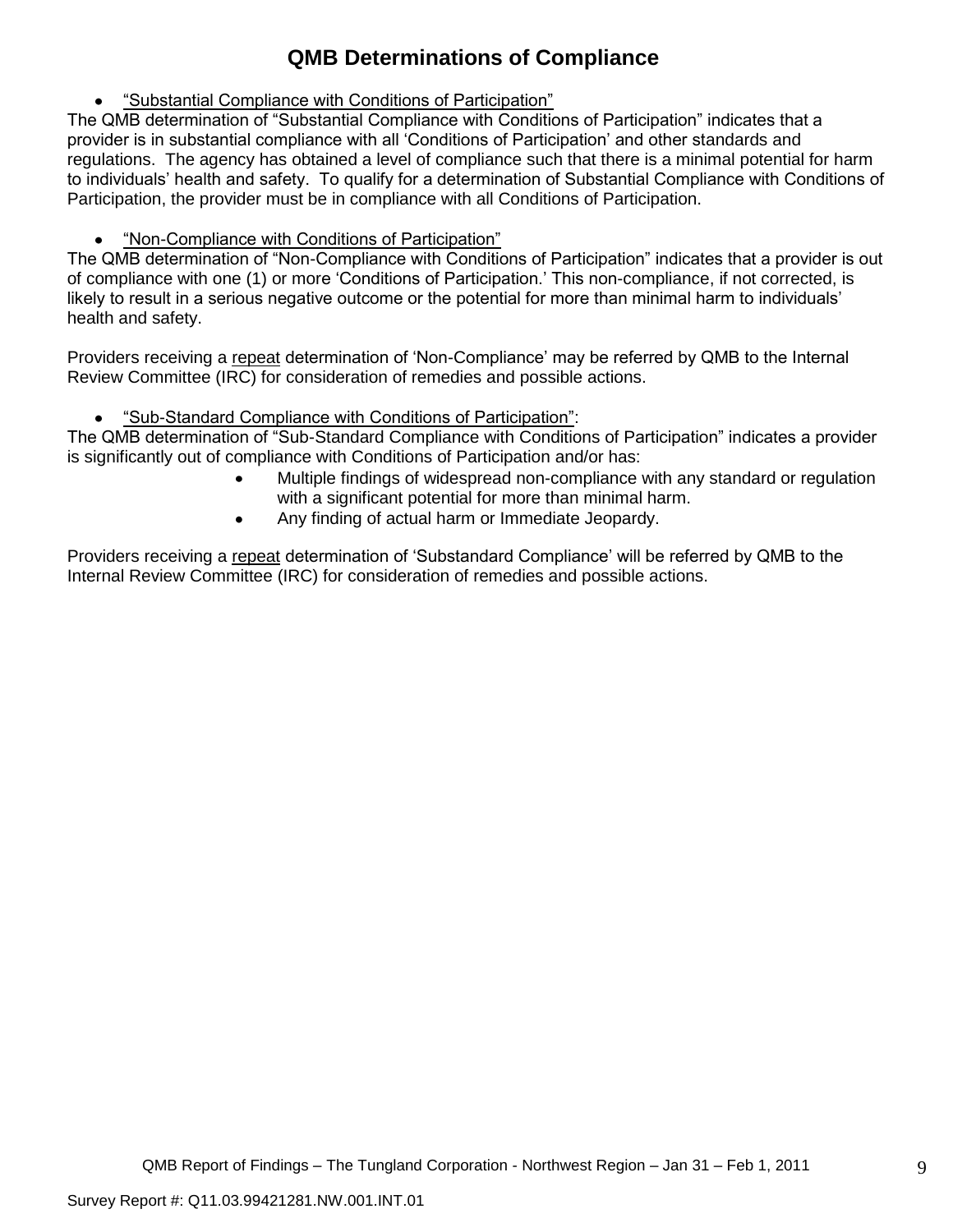# QMB Determinations of Compliance

- “Substantial Compliance with Conditions of Participation”

The QMB determination of “Substantial Compliance with Conditions of Participation” indicates that a provider is in substantial compliance with all ‘Conditions of Participation’ and other standards and regulations. The agency has obtained a level of compliance such that there is a minimal potential for harm to individuals’ health and safety. To qualify for a determination of Substantial Compliance with Conditions of Participation, the provider must be in compliance with all Conditions of Participation.

- “Non-Compliance with Conditions of Participation”

The QMB determination of “Non-Compliance with Conditions of Participation” indicates that a provider is out of compliance with one (1) or more ‘Conditions of Participation.’ This non-compliance, if not corrected, is likely to result in a serious negative outcome or the potential for more than minimal harm to individuals’ health and safety.

Providers receiving a repeat determination of ‘Non-Compliance’ may be referred by QMB to the Internal Review Committee (IRC) for consideration of remedies and possible actions.

- “Sub-Standard Compliance with Conditions of Participation”:

The QMB determination of “Sub-Standard Compliance with Conditions of Participation” indicates a provider is significantly out of compliance with Conditions of Participation and/or has:

- Multiple findings of widespread non-compliance with any standard or regulation with a significant potential for more than minimal harm.
- Any finding of actual harm or Immediate Jeopardy.

Providers receiving a repeat determination of ‘Substandard Compliance’ will be referred by QMB to the Internal Review Committee (IRC) for consideration of remedies and possible actions.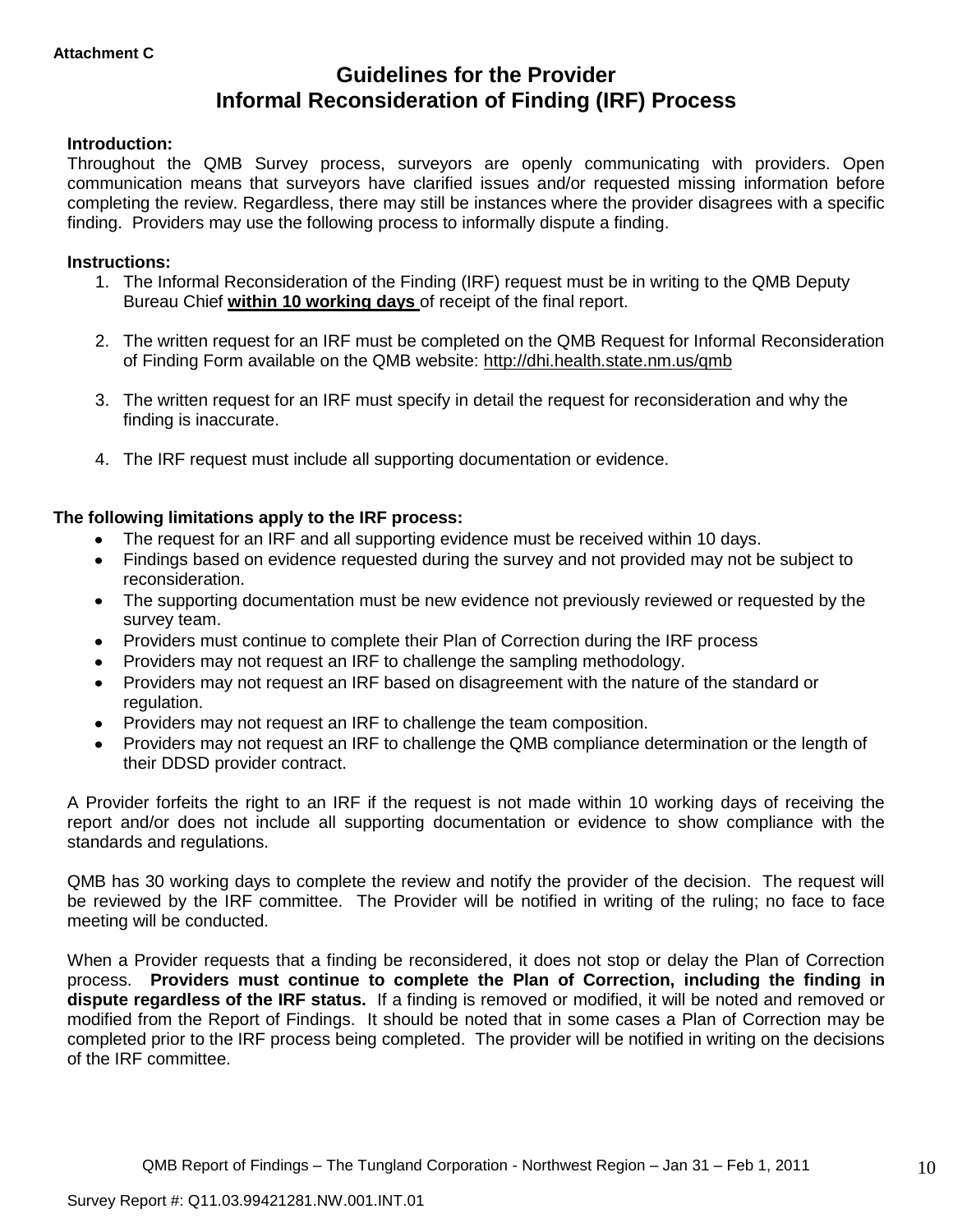**Attachment C**

# Guidelines for the Provider
# Informal Reconsideration of Finding (IRF) Process

**Introduction:**

Throughout the QMB Survey process, surveyors are openly communicating with providers. Open communication means that surveyors have clarified issues and/or requested missing information before completing the review. Regardless, there may still be instances where the provider disagrees with a specific finding. Providers may use the following process to informally dispute a finding.

**Instructions:**

1. The Informal Reconsideration of the Finding (IRF) request must be in writing to the QMB Deputy Bureau Chief **within 10 working days** of receipt of the final report.

2. The written request for an IRF must be completed on the QMB Request for Informal Reconsideration of Finding Form available on the QMB website: http://dhi.health.state.nm.us/qmb

3. The written request for an IRF must specify in detail the request for reconsideration and why the finding is inaccurate.

4. The IRF request must include all supporting documentation or evidence.

**The following limitations apply to the IRF process:**

- The request for an IRF and all supporting evidence must be received within 10 days.
- Findings based on evidence requested during the survey and not provided may not be subject to reconsideration.
- The supporting documentation must be new evidence not previously reviewed or requested by the survey team.
- Providers must continue to complete their Plan of Correction during the IRF process
- Providers may not request an IRF to challenge the sampling methodology.
- Providers may not request an IRF based on disagreement with the nature of the standard or regulation.
- Providers may not request an IRF to challenge the team composition.
- Providers may not request an IRF to challenge the QMB compliance determination or the length of their DDSD provider contract.

A Provider forfeits the right to an IRF if the request is not made within 10 working days of receiving the report and/or does not include all supporting documentation or evidence to show compliance with the standards and regulations.

QMB has 30 working days to complete the review and notify the provider of the decision. The request will be reviewed by the IRF committee. The Provider will be notified in writing of the ruling; no face to face meeting will be conducted.

When a Provider requests that a finding be reconsidered, it does not stop or delay the Plan of Correction process. **Providers must continue to complete the Plan of Correction, including the finding in dispute regardless of the IRF status.** If a finding is removed or modified, it will be noted and removed or modified from the Report of Findings. It should be noted that in some cases a Plan of Correction may be completed prior to the IRF process being completed. The provider will be notified in writing on the decisions of the IRF committee.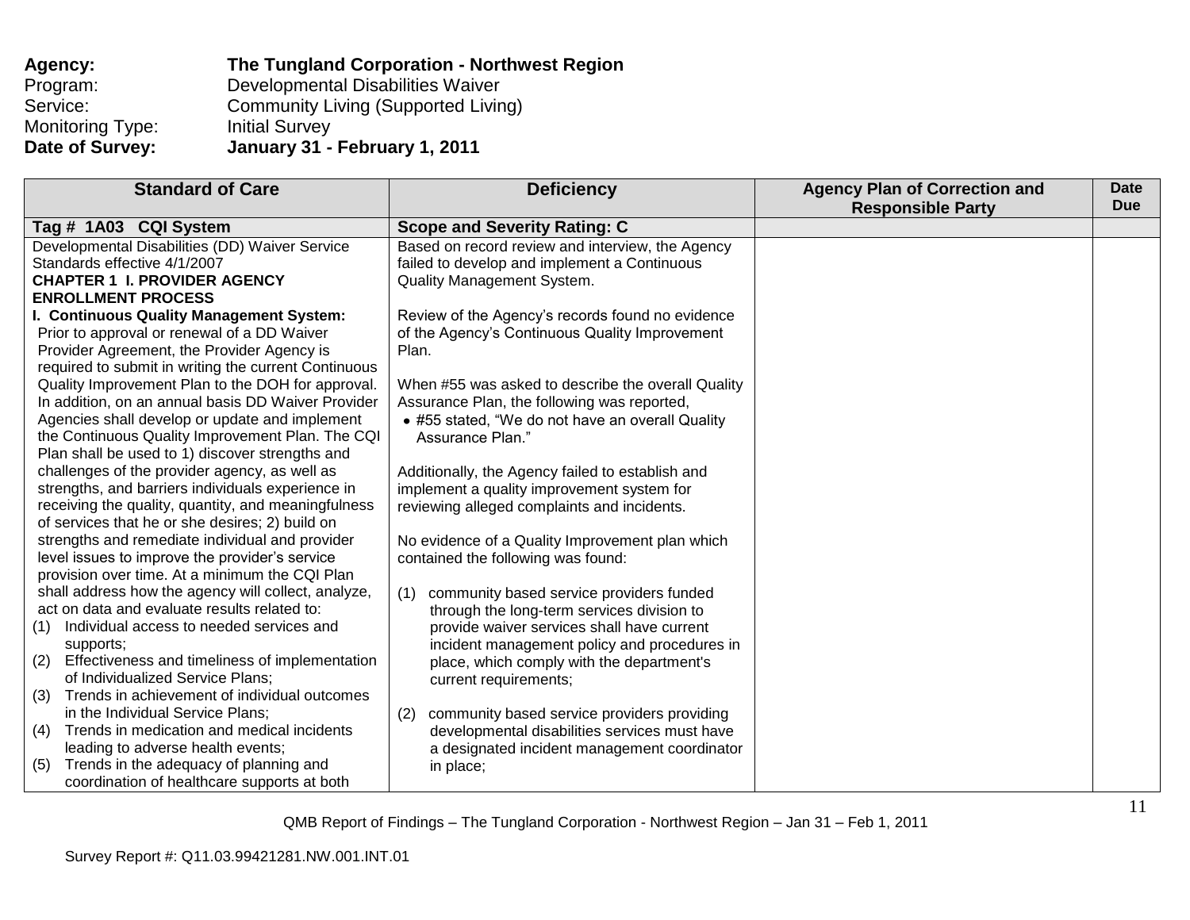**Agency:** **The Tungland Corporation - Northwest Region**
Program: Developmental Disabilities Waiver
Service: Community Living (Supported Living)
Monitoring Type: Initial Survey
**Date of Survey:** **January 31 - February 1, 2011**

| Standard of Care | Deficiency | Agency Plan of Correction and Responsible Party | Date Due |
|---|---|---|---|
| **Tag # 1A03 CQI System** | **Scope and Severity Rating: C** | | |
| Developmental Disabilities (DD) Waiver Service Standards effective 4/1/2007<br>**CHAPTER 1 I. PROVIDER AGENCY ENROLLMENT PROCESS**<br>**I. Continuous Quality Management System:** Prior to approval or renewal of a DD Waiver Provider Agreement, the Provider Agency is required to submit in writing the current Continuous Quality Improvement Plan to the DOH for approval. In addition, on an annual basis DD Waiver Provider Agencies shall develop or update and implement the Continuous Quality Improvement Plan. The CQI Plan shall be used to 1) discover strengths and challenges of the provider agency, as well as strengths, and barriers individuals experience in receiving the quality, quantity, and meaningfulness of services that he or she desires; 2) build on strengths and remediate individual and provider level issues to improve the provider's service provision over time. At a minimum the CQI Plan shall address how the agency will collect, analyze, act on data and evaluate results related to:<br>(1) Individual access to needed services and supports;<br>(2) Effectiveness and timeliness of implementation of Individualized Service Plans;<br>(3) Trends in achievement of individual outcomes in the Individual Service Plans;<br>(4) Trends in medication and medical incidents leading to adverse health events;<br>(5) Trends in the adequacy of planning and coordination of healthcare supports at both | Based on record review and interview, the Agency failed to develop and implement a Continuous Quality Management System.<br><br>Review of the Agency's records found no evidence of the Agency's Continuous Quality Improvement Plan.<br><br>When #55 was asked to describe the overall Quality Assurance Plan, the following was reported,<br>• #55 stated, "We do not have an overall Quality Assurance Plan."<br><br>Additionally, the Agency failed to establish and implement a quality improvement system for reviewing alleged complaints and incidents.<br><br>No evidence of a Quality Improvement plan which contained the following was found:<br><br>(1) community based service providers funded through the long-term services division to provide waiver services shall have current incident management policy and procedures in place, which comply with the department's current requirements;<br><br>(2) community based service providers providing developmental disabilities services must have a designated incident management coordinator in place; | | |

QMB Report of Findings – The Tungland Corporation - Northwest Region – Jan 31 – Feb 1, 2011

Survey Report #: Q11.03.99421281.NW.001.INT.01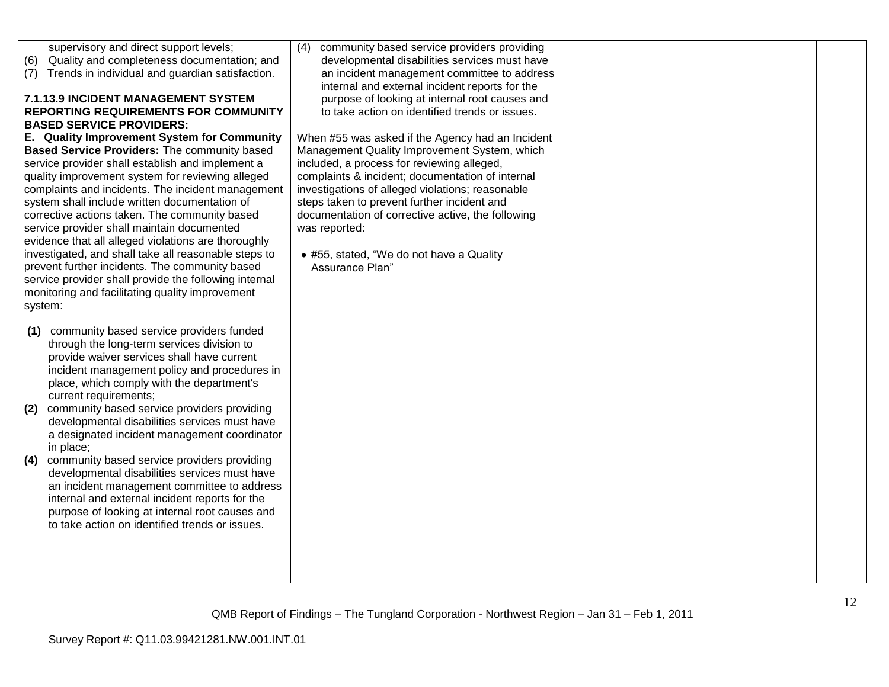| | | | |
|---|---|---|---|
| supervisory and direct support levels;<br>(6) Quality and completeness documentation; and<br>(7) Trends in individual and guardian satisfaction.<br><br>**7.1.13.9 INCIDENT MANAGEMENT SYSTEM REPORTING REQUIREMENTS FOR COMMUNITY BASED SERVICE PROVIDERS:**<br>**E. Quality Improvement System for Community Based Service Providers:** The community based service provider shall establish and implement a quality improvement system for reviewing alleged complaints and incidents. The incident management system shall include written documentation of corrective actions taken. The community based service provider shall maintain documented evidence that all alleged violations are thoroughly investigated, and shall take all reasonable steps to prevent further incidents. The community based service provider shall provide the following internal monitoring and facilitating quality improvement system:<br><br>**(1)** community based service providers funded through the long-term services division to provide waiver services shall have current incident management policy and procedures in place, which comply with the department's current requirements;<br>**(2)** community based service providers providing developmental disabilities services must have a designated incident management coordinator in place;<br>**(4)** community based service providers providing developmental disabilities services must have an incident management committee to address internal and external incident reports for the purpose of looking at internal root causes and to take action on identified trends or issues. | (4) community based service providers providing developmental disabilities services must have an incident management committee to address internal and external incident reports for the purpose of looking at internal root causes and to take action on identified trends or issues.<br><br>When #55 was asked if the Agency had an Incident Management Quality Improvement System, which included, a process for reviewing alleged, complaints & incident; documentation of internal investigations of alleged violations; reasonable steps taken to prevent further incident and documentation of corrective active, the following was reported:<br><br>• #55, stated, "We do not have a Quality Assurance Plan" | | |

QMB Report of Findings – The Tungland Corporation - Northwest Region – Jan 31 – Feb 1, 2011

Survey Report #: Q11.03.99421281.NW.001.INT.01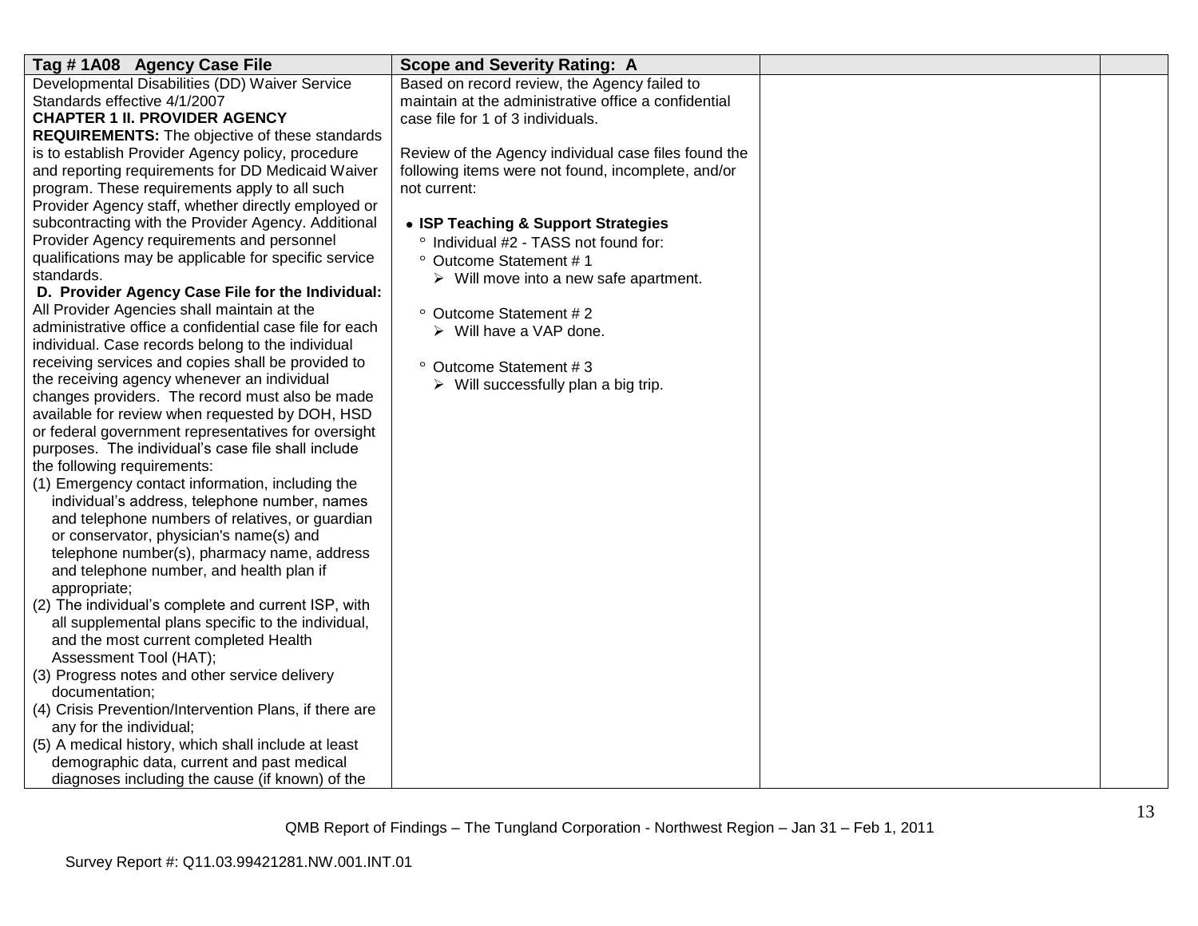| Tag # 1A08 Agency Case File | Scope and Severity Rating: A | | |
|---|---|---|---|
| Developmental Disabilities (DD) Waiver Service Standards effective 4/1/2007<br>**CHAPTER 1 II. PROVIDER AGENCY REQUIREMENTS:** The objective of these standards is to establish Provider Agency policy, procedure and reporting requirements for DD Medicaid Waiver program. These requirements apply to all such Provider Agency staff, whether directly employed or subcontracting with the Provider Agency. Additional Provider Agency requirements and personnel qualifications may be applicable for specific service standards.<br>**D. Provider Agency Case File for the Individual:** All Provider Agencies shall maintain at the administrative office a confidential case file for each individual. Case records belong to the individual receiving services and copies shall be provided to the receiving agency whenever an individual changes providers. The record must also be made available for review when requested by DOH, HSD or federal government representatives for oversight purposes. The individual's case file shall include the following requirements:<br>(1) Emergency contact information, including the individual's address, telephone number, names and telephone numbers of relatives, or guardian or conservator, physician's name(s) and telephone number(s), pharmacy name, address and telephone number, and health plan if appropriate;<br>(2) The individual's complete and current ISP, with all supplemental plans specific to the individual, and the most current completed Health Assessment Tool (HAT);<br>(3) Progress notes and other service delivery documentation;<br>(4) Crisis Prevention/Intervention Plans, if there are any for the individual;<br>(5) A medical history, which shall include at least demographic data, current and past medical diagnoses including the cause (if known) of the | Based on record review, the Agency failed to maintain at the administrative office a confidential case file for 1 of 3 individuals.<br><br>Review of the Agency individual case files found the following items were not found, incomplete, and/or not current:<br><br>• **ISP Teaching & Support Strategies**<br>° Individual #2 - TASS not found for:<br>° Outcome Statement # 1<br>➢ Will move into a new safe apartment.<br><br>° Outcome Statement # 2<br>➢ Will have a VAP done.<br><br>° Outcome Statement # 3<br>➢ Will successfully plan a big trip. | | |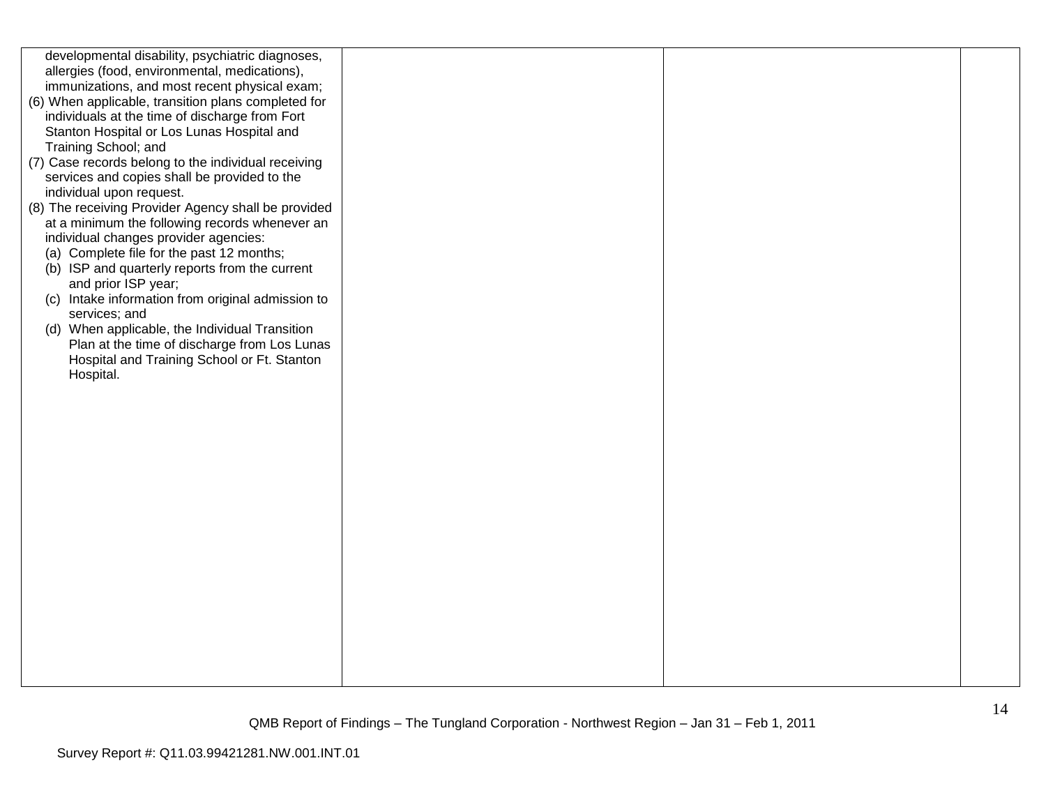| | | | |
|---|---|---|---|
| developmental disability, psychiatric diagnoses, allergies (food, environmental, medications), immunizations, and most recent physical exam;<br>(6) When applicable, transition plans completed for individuals at the time of discharge from Fort Stanton Hospital or Los Lunas Hospital and Training School; and<br>(7) Case records belong to the individual receiving services and copies shall be provided to the individual upon request.<br>(8) The receiving Provider Agency shall be provided at a minimum the following records whenever an individual changes provider agencies:<br>(a) Complete file for the past 12 months;<br>(b) ISP and quarterly reports from the current and prior ISP year;<br>(c) Intake information from original admission to services; and<br>(d) When applicable, the Individual Transition Plan at the time of discharge from Los Lunas Hospital and Training School or Ft. Stanton Hospital. | | | |

QMB Report of Findings – The Tungland Corporation - Northwest Region – Jan 31 – Feb 1, 2011

Survey Report #: Q11.03.99421281.NW.001.INT.01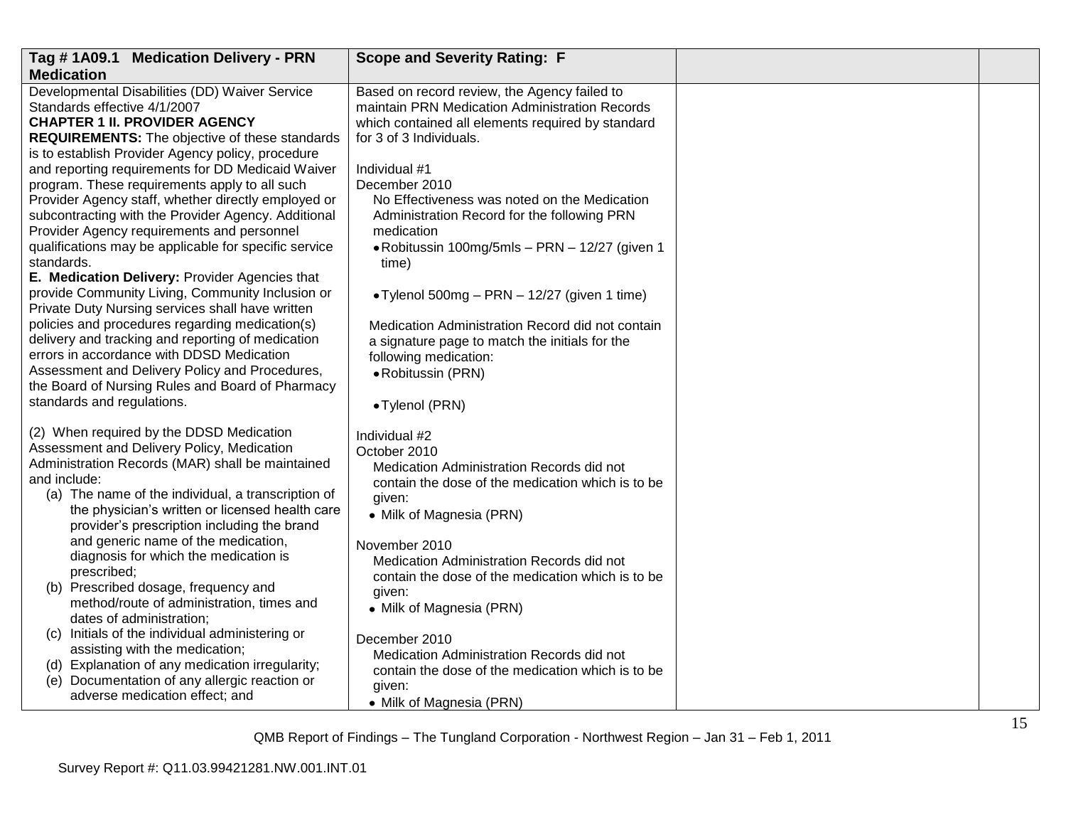| Tag # 1A09.1 Medication Delivery - PRN Medication | Scope and Severity Rating: F | | |
|---|---|---|---|
| Developmental Disabilities (DD) Waiver Service Standards effective 4/1/2007<br>**CHAPTER 1 II. PROVIDER AGENCY REQUIREMENTS:** The objective of these standards is to establish Provider Agency policy, procedure and reporting requirements for DD Medicaid Waiver program. These requirements apply to all such Provider Agency staff, whether directly employed or subcontracting with the Provider Agency. Additional Provider Agency requirements and personnel qualifications may be applicable for specific service standards.<br>**E. Medication Delivery:** Provider Agencies that provide Community Living, Community Inclusion or Private Duty Nursing services shall have written policies and procedures regarding medication(s) delivery and tracking and reporting of medication errors in accordance with DDSD Medication Assessment and Delivery Policy and Procedures, the Board of Nursing Rules and Board of Pharmacy standards and regulations.<br><br>(2) When required by the DDSD Medication Assessment and Delivery Policy, Medication Administration Records (MAR) shall be maintained and include:<br>(a) The name of the individual, a transcription of the physician's written or licensed health care provider's prescription including the brand and generic name of the medication, diagnosis for which the medication is prescribed;<br>(b) Prescribed dosage, frequency and method/route of administration, times and dates of administration;<br>(c) Initials of the individual administering or assisting with the medication;<br>(d) Explanation of any medication irregularity;<br>(e) Documentation of any allergic reaction or adverse medication effect; and | Based on record review, the Agency failed to maintain PRN Medication Administration Records which contained all elements required by standard for 3 of 3 Individuals.<br><br>Individual #1<br>December 2010<br>No Effectiveness was noted on the Medication Administration Record for the following PRN medication<br>• Robitussin 100mg/5mls – PRN – 12/27 (given 1 time)<br><br>• Tylenol 500mg – PRN – 12/27 (given 1 time)<br><br>Medication Administration Record did not contain a signature page to match the initials for the following medication:<br>• Robitussin (PRN)<br><br>• Tylenol (PRN)<br><br>Individual #2<br>October 2010<br>Medication Administration Records did not contain the dose of the medication which is to be given:<br>• Milk of Magnesia (PRN)<br><br>November 2010<br>Medication Administration Records did not contain the dose of the medication which is to be given:<br>• Milk of Magnesia (PRN)<br><br>December 2010<br>Medication Administration Records did not contain the dose of the medication which is to be given:<br>• Milk of Magnesia (PRN) | | |

QMB Report of Findings – The Tungland Corporation - Northwest Region – Jan 31 – Feb 1, 2011

Survey Report #: Q11.03.99421281.NW.001.INT.01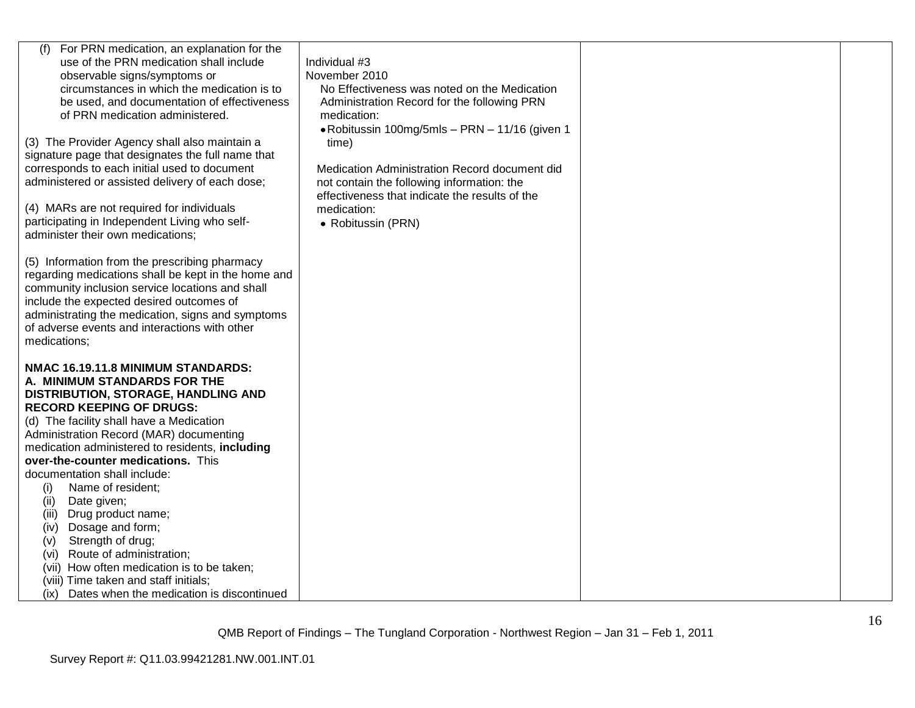| | | | |
|---|---|---|---|
| (f) For PRN medication, an explanation for the use of the PRN medication shall include observable signs/symptoms or circumstances in which the medication is to be used, and documentation of effectiveness of PRN medication administered.<br><br>(3) The Provider Agency shall also maintain a signature page that designates the full name that corresponds to each initial used to document administered or assisted delivery of each dose;<br><br>(4) MARs are not required for individuals participating in Independent Living who self-administer their own medications;<br><br>(5) Information from the prescribing pharmacy regarding medications shall be kept in the home and community inclusion service locations and shall include the expected desired outcomes of administrating the medication, signs and symptoms of adverse events and interactions with other medications;<br><br>**NMAC 16.19.11.8 MINIMUM STANDARDS: A. MINIMUM STANDARDS FOR THE DISTRIBUTION, STORAGE, HANDLING AND RECORD KEEPING OF DRUGS:**<br>(d) The facility shall have a Medication Administration Record (MAR) documenting medication administered to residents, **including over-the-counter medications.** This documentation shall include:<br>(i) Name of resident;<br>(ii) Date given;<br>(iii) Drug product name;<br>(iv) Dosage and form;<br>(v) Strength of drug;<br>(vi) Route of administration;<br>(vii) How often medication is to be taken;<br>(viii) Time taken and staff initials;<br>(ix) Dates when the medication is discontinued | Individual #3<br>November 2010<br>No Effectiveness was noted on the Medication Administration Record for the following PRN medication:<br>• Robitussin 100mg/5mls – PRN – 11/16 (given 1 time)<br><br>Medication Administration Record document did not contain the following information: the effectiveness that indicate the results of the medication:<br>• Robitussin (PRN) | | |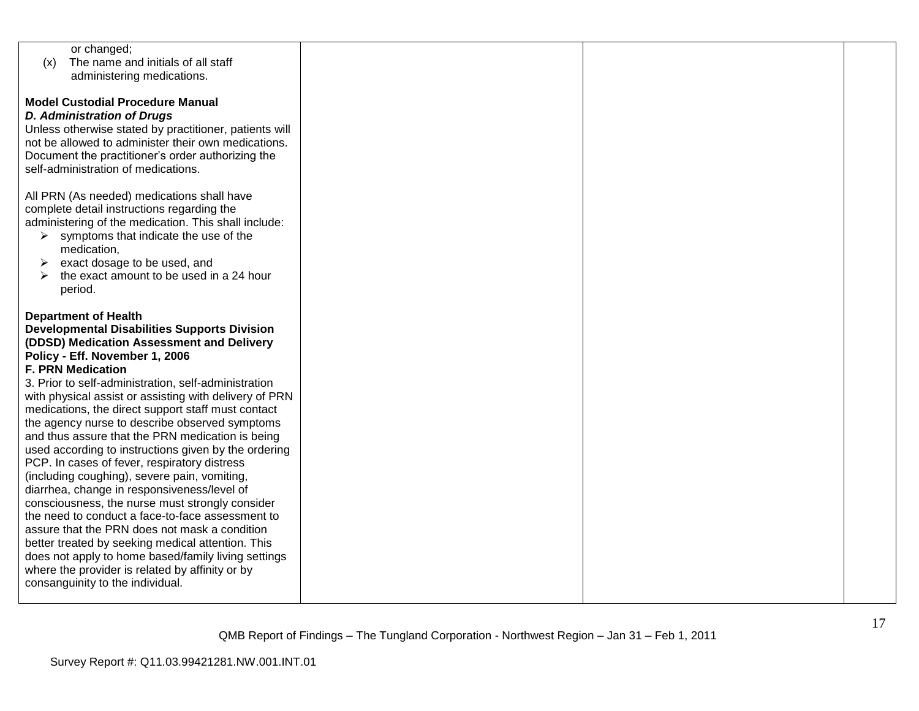| | | | |
|---|---|---|---|
| or changed;<br>(x) The name and initials of all staff administering medications.<br><br>**Model Custodial Procedure Manual**<br>***D. Administration of Drugs***<br>Unless otherwise stated by practitioner, patients will not be allowed to administer their own medications. Document the practitioner's order authorizing the self-administration of medications.<br><br>All PRN (As needed) medications shall have complete detail instructions regarding the administering of the medication. This shall include:<br>➢ symptoms that indicate the use of the medication,<br>➢ exact dosage to be used, and<br>➢ the exact amount to be used in a 24 hour period.<br><br>**Department of Health**<br>**Developmental Disabilities Supports Division (DDSD) Medication Assessment and Delivery Policy - Eff. November 1, 2006**<br>**F. PRN Medication**<br>3. Prior to self-administration, self-administration with physical assist or assisting with delivery of PRN medications, the direct support staff must contact the agency nurse to describe observed symptoms and thus assure that the PRN medication is being used according to instructions given by the ordering PCP. In cases of fever, respiratory distress (including coughing), severe pain, vomiting, diarrhea, change in responsiveness/level of consciousness, the nurse must strongly consider the need to conduct a face-to-face assessment to assure that the PRN does not mask a condition better treated by seeking medical attention. This does not apply to home based/family living settings where the provider is related by affinity or by consanguinity to the individual. | | | |

QMB Report of Findings – The Tungland Corporation - Northwest Region – Jan 31 – Feb 1, 2011

Survey Report #: Q11.03.99421281.NW.001.INT.01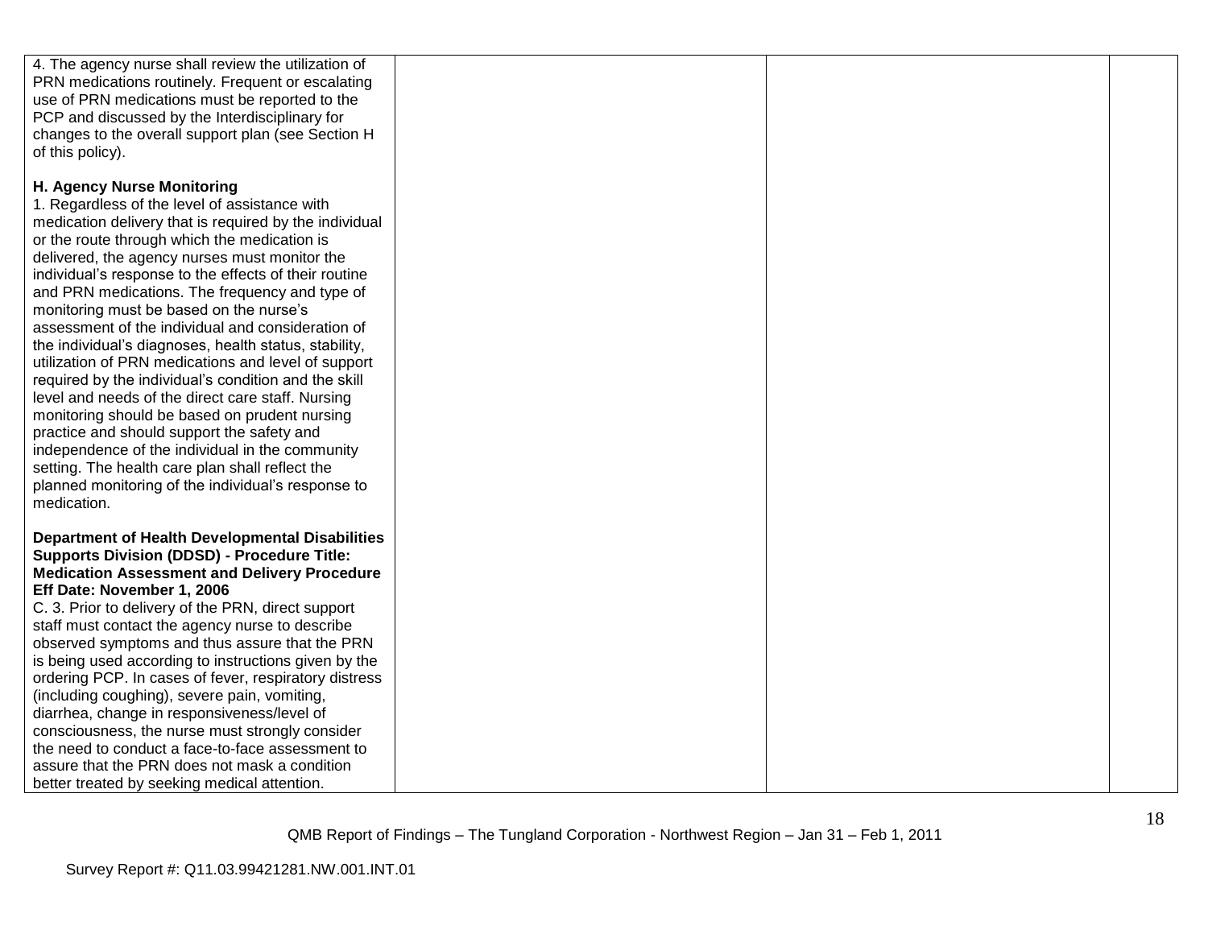| | | | |
|---|---|---|---|
| 4. The agency nurse shall review the utilization of PRN medications routinely. Frequent or escalating use of PRN medications must be reported to the PCP and discussed by the Interdisciplinary for changes to the overall support plan (see Section H of this policy).<br><br>**H. Agency Nurse Monitoring**<br>1. Regardless of the level of assistance with medication delivery that is required by the individual or the route through which the medication is delivered, the agency nurses must monitor the individual's response to the effects of their routine and PRN medications. The frequency and type of monitoring must be based on the nurse's assessment of the individual and consideration of the individual's diagnoses, health status, stability, utilization of PRN medications and level of support required by the individual's condition and the skill level and needs of the direct care staff. Nursing monitoring should be based on prudent nursing practice and should support the safety and independence of the individual in the community setting. The health care plan shall reflect the planned monitoring of the individual's response to medication.<br><br>**Department of Health Developmental Disabilities Supports Division (DDSD) - Procedure Title: Medication Assessment and Delivery Procedure Eff Date: November 1, 2006**<br>C. 3. Prior to delivery of the PRN, direct support staff must contact the agency nurse to describe observed symptoms and thus assure that the PRN is being used according to instructions given by the ordering PCP. In cases of fever, respiratory distress (including coughing), severe pain, vomiting, diarrhea, change in responsiveness/level of consciousness, the nurse must strongly consider the need to conduct a face-to-face assessment to assure that the PRN does not mask a condition better treated by seeking medical attention. | | | |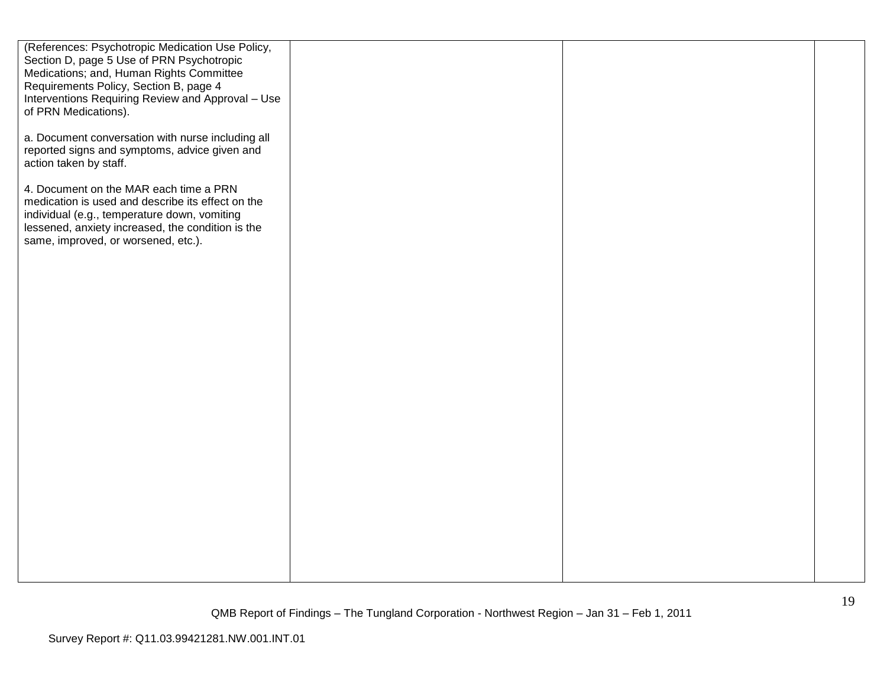| | | | |
|---|---|---|---|
| (References: Psychotropic Medication Use Policy, Section D, page 5 Use of PRN Psychotropic Medications; and, Human Rights Committee Requirements Policy, Section B, page 4 Interventions Requiring Review and Approval – Use of PRN Medications).<br><br>a. Document conversation with nurse including all reported signs and symptoms, advice given and action taken by staff.<br><br>4. Document on the MAR each time a PRN medication is used and describe its effect on the individual (e.g., temperature down, vomiting lessened, anxiety increased, the condition is the same, improved, or worsened, etc.). | | | |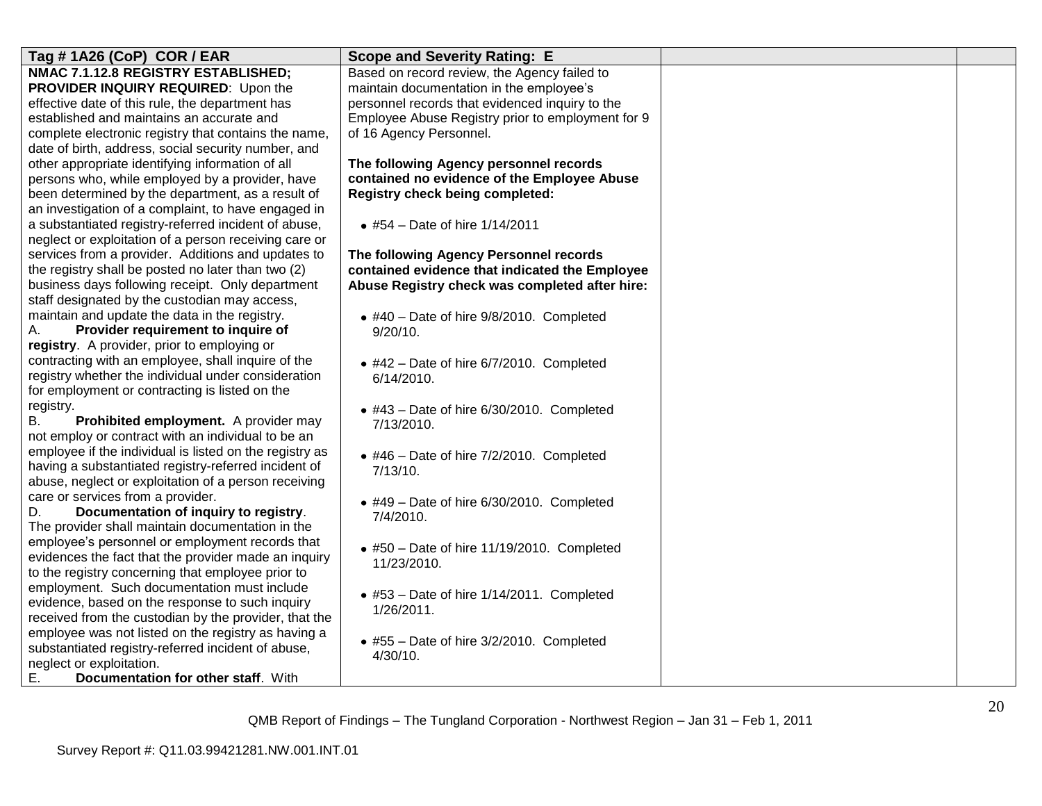| Tag # 1A26 (CoP) COR / EAR | Scope and Severity Rating: E | | |
|---|---|---|---|
| **NMAC 7.1.12.8 REGISTRY ESTABLISHED; PROVIDER INQUIRY REQUIRED**: Upon the effective date of this rule, the department has established and maintains an accurate and complete electronic registry that contains the name, date of birth, address, social security number, and other appropriate identifying information of all persons who, while employed by a provider, have been determined by the department, as a result of an investigation of a complaint, to have engaged in a substantiated registry-referred incident of abuse, neglect or exploitation of a person receiving care or services from a provider. Additions and updates to the registry shall be posted no later than two (2) business days following receipt. Only department staff designated by the custodian may access, maintain and update the data in the registry.<br>A. **Provider requirement to inquire of registry**. A provider, prior to employing or contracting with an employee, shall inquire of the registry whether the individual under consideration for employment or contracting is listed on the registry.<br>B. **Prohibited employment.** A provider may not employ or contract with an individual to be an employee if the individual is listed on the registry as having a substantiated registry-referred incident of abuse, neglect or exploitation of a person receiving care or services from a provider.<br>D. **Documentation of inquiry to registry**. The provider shall maintain documentation in the employee's personnel or employment records that evidences the fact that the provider made an inquiry to the registry concerning that employee prior to employment. Such documentation must include evidence, based on the response to such inquiry received from the custodian by the provider, that the employee was not listed on the registry as having a substantiated registry-referred incident of abuse, neglect or exploitation.<br>E. **Documentation for other staff**. With | Based on record review, the Agency failed to maintain documentation in the employee's personnel records that evidenced inquiry to the Employee Abuse Registry prior to employment for 9 of 16 Agency Personnel.<br><br>**The following Agency personnel records contained no evidence of the Employee Abuse Registry check being completed:**<br><br>• #54 – Date of hire 1/14/2011<br><br>**The following Agency Personnel records contained evidence that indicated the Employee Abuse Registry check was completed after hire:**<br><br>• #40 – Date of hire 9/8/2010. Completed 9/20/10.<br><br>• #42 – Date of hire 6/7/2010. Completed 6/14/2010.<br><br>• #43 – Date of hire 6/30/2010. Completed 7/13/2010.<br><br>• #46 – Date of hire 7/2/2010. Completed 7/13/10.<br><br>• #49 – Date of hire 6/30/2010. Completed 7/4/2010.<br><br>• #50 – Date of hire 11/19/2010. Completed 11/23/2010.<br><br>• #53 – Date of hire 1/14/2011. Completed 1/26/2011.<br><br>• #55 – Date of hire 3/2/2010. Completed 4/30/10. | | |

QMB Report of Findings – The Tungland Corporation - Northwest Region – Jan 31 – Feb 1, 2011

Survey Report #: Q11.03.99421281.NW.001.INT.01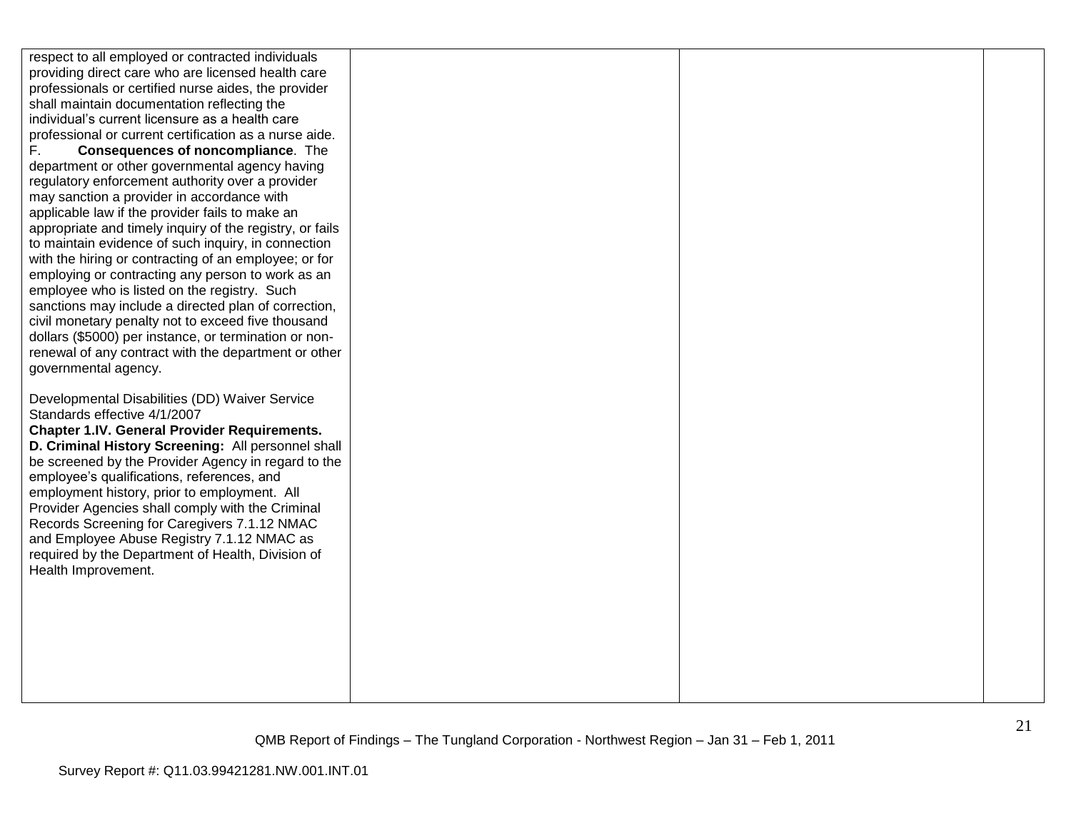| | | | |
|---|---|---|---|
| respect to all employed or contracted individuals providing direct care who are licensed health care professionals or certified nurse aides, the provider shall maintain documentation reflecting the individual's current licensure as a health care professional or current certification as a nurse aide.<br>F. **Consequences of noncompliance**. The department or other governmental agency having regulatory enforcement authority over a provider may sanction a provider in accordance with applicable law if the provider fails to make an appropriate and timely inquiry of the registry, or fails to maintain evidence of such inquiry, in connection with the hiring or contracting of an employee; or for employing or contracting any person to work as an employee who is listed on the registry. Such sanctions may include a directed plan of correction, civil monetary penalty not to exceed five thousand dollars ($5000) per instance, or termination or non-renewal of any contract with the department or other governmental agency.<br><br>Developmental Disabilities (DD) Waiver Service Standards effective 4/1/2007<br>**Chapter 1.IV. General Provider Requirements.**<br>**D. Criminal History Screening:** All personnel shall be screened by the Provider Agency in regard to the employee's qualifications, references, and employment history, prior to employment. All Provider Agencies shall comply with the Criminal Records Screening for Caregivers 7.1.12 NMAC and Employee Abuse Registry 7.1.12 NMAC as required by the Department of Health, Division of Health Improvement. | | | |

QMB Report of Findings – The Tungland Corporation - Northwest Region – Jan 31 – Feb 1, 2011

Survey Report #: Q11.03.99421281.NW.001.INT.01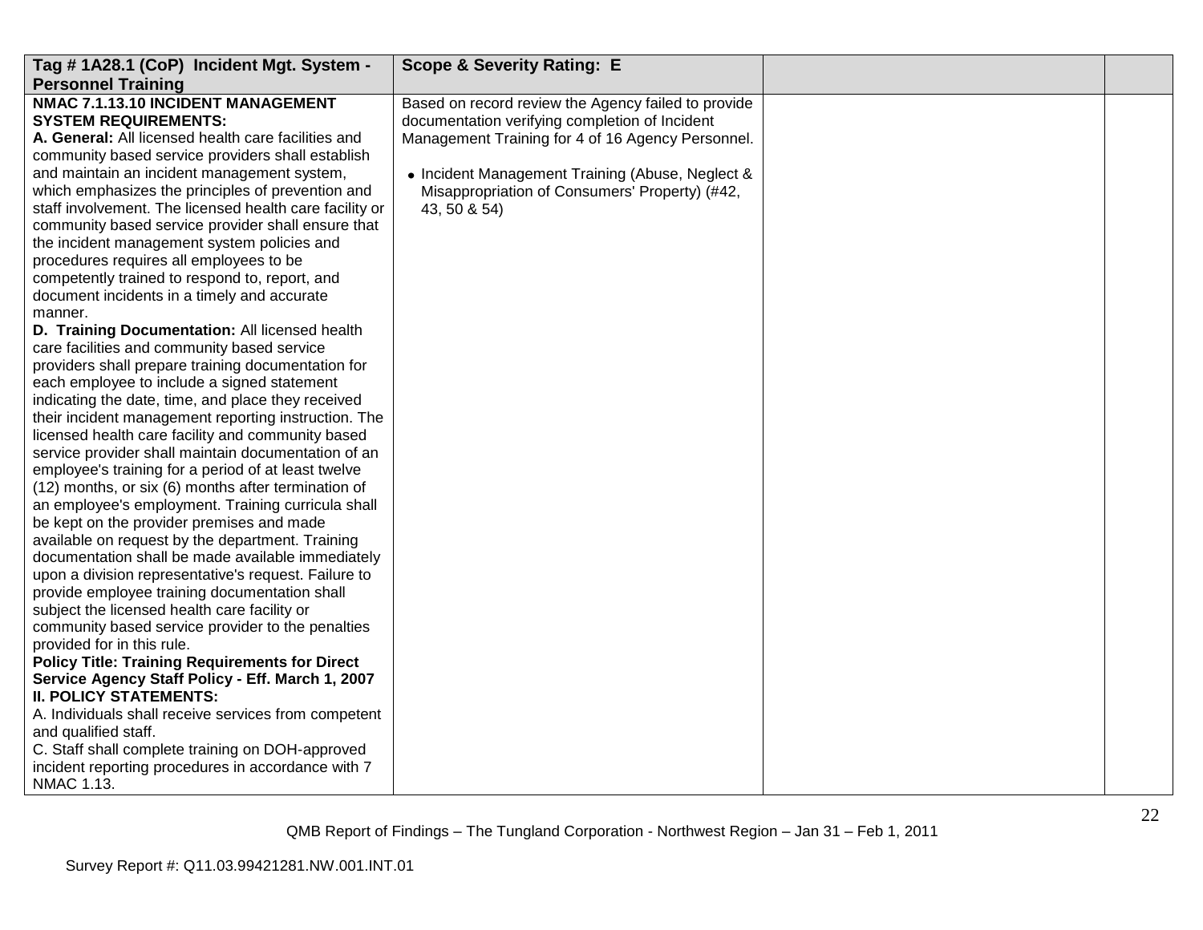| Tag # 1A28.1 (CoP) Incident Mgt. System - Personnel Training | Scope & Severity Rating: E | | |
|---|---|---|---|
| **NMAC 7.1.13.10 INCIDENT MANAGEMENT SYSTEM REQUIREMENTS:**<br>**A. General:** All licensed health care facilities and community based service providers shall establish and maintain an incident management system, which emphasizes the principles of prevention and staff involvement. The licensed health care facility or community based service provider shall ensure that the incident management system policies and procedures requires all employees to be competently trained to respond to, report, and document incidents in a timely and accurate manner.<br>**D. Training Documentation:** All licensed health care facilities and community based service providers shall prepare training documentation for each employee to include a signed statement indicating the date, time, and place they received their incident management reporting instruction. The licensed health care facility and community based service provider shall maintain documentation of an employee's training for a period of at least twelve (12) months, or six (6) months after termination of an employee's employment. Training curricula shall be kept on the provider premises and made available on request by the department. Training documentation shall be made available immediately upon a division representative's request. Failure to provide employee training documentation shall subject the licensed health care facility or community based service provider to the penalties provided for in this rule.<br>**Policy Title: Training Requirements for Direct Service Agency Staff Policy - Eff. March 1, 2007**<br>**II. POLICY STATEMENTS:**<br>A. Individuals shall receive services from competent and qualified staff.<br>C. Staff shall complete training on DOH-approved incident reporting procedures in accordance with 7 NMAC 1.13. | Based on record review the Agency failed to provide documentation verifying completion of Incident Management Training for 4 of 16 Agency Personnel.<br><br>• Incident Management Training (Abuse, Neglect & Misappropriation of Consumers' Property) (#42, 43, 50 & 54) | | |

QMB Report of Findings – The Tungland Corporation - Northwest Region – Jan 31 – Feb 1, 2011

Survey Report #: Q11.03.99421281.NW.001.INT.01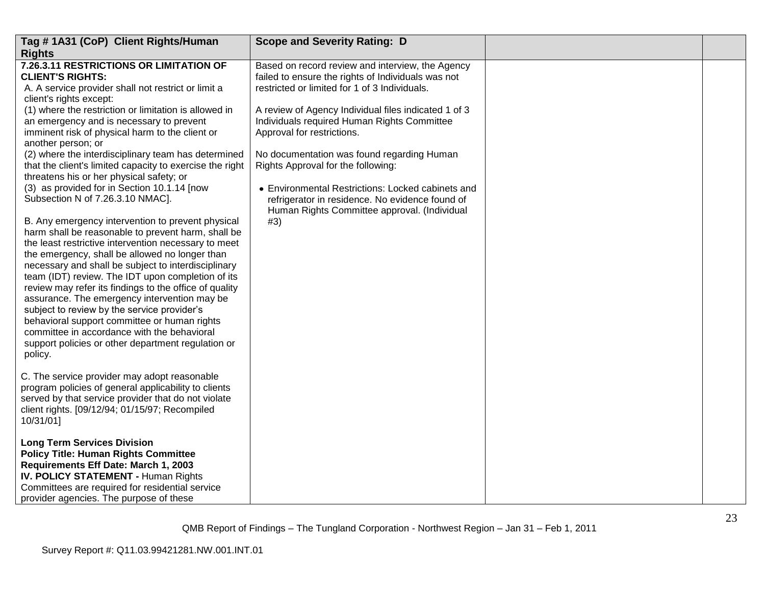| Tag # 1A31 (CoP) Client Rights/Human Rights | Scope and Severity Rating: D | | |
|---|---|---|---|
| **7.26.3.11 RESTRICTIONS OR LIMITATION OF CLIENT'S RIGHTS:**<br>A. A service provider shall not restrict or limit a client's rights except:<br>(1) where the restriction or limitation is allowed in an emergency and is necessary to prevent imminent risk of physical harm to the client or another person; or<br>(2) where the interdisciplinary team has determined that the client's limited capacity to exercise the right threatens his or her physical safety; or<br>(3) as provided for in Section 10.1.14 [now Subsection N of 7.26.3.10 NMAC].<br><br>B. Any emergency intervention to prevent physical harm shall be reasonable to prevent harm, shall be the least restrictive intervention necessary to meet the emergency, shall be allowed no longer than necessary and shall be subject to interdisciplinary team (IDT) review. The IDT upon completion of its review may refer its findings to the office of quality assurance. The emergency intervention may be subject to review by the service provider's behavioral support committee or human rights committee in accordance with the behavioral support policies or other department regulation or policy.<br><br>C. The service provider may adopt reasonable program policies of general applicability to clients served by that service provider that do not violate client rights. [09/12/94; 01/15/97; Recompiled 10/31/01]<br><br>**Long Term Services Division**<br>**Policy Title: Human Rights Committee Requirements Eff Date: March 1, 2003**<br>**IV. POLICY STATEMENT -** Human Rights Committees are required for residential service provider agencies. The purpose of these | Based on record review and interview, the Agency failed to ensure the rights of Individuals was not restricted or limited for 1 of 3 Individuals.<br><br>A review of Agency Individual files indicated 1 of 3 Individuals required Human Rights Committee Approval for restrictions.<br><br>No documentation was found regarding Human Rights Approval for the following:<br><br>• Environmental Restrictions: Locked cabinets and refrigerator in residence. No evidence found of Human Rights Committee approval. (Individual #3) | | |

QMB Report of Findings – The Tungland Corporation - Northwest Region – Jan 31 – Feb 1, 2011

Survey Report #: Q11.03.99421281.NW.001.INT.01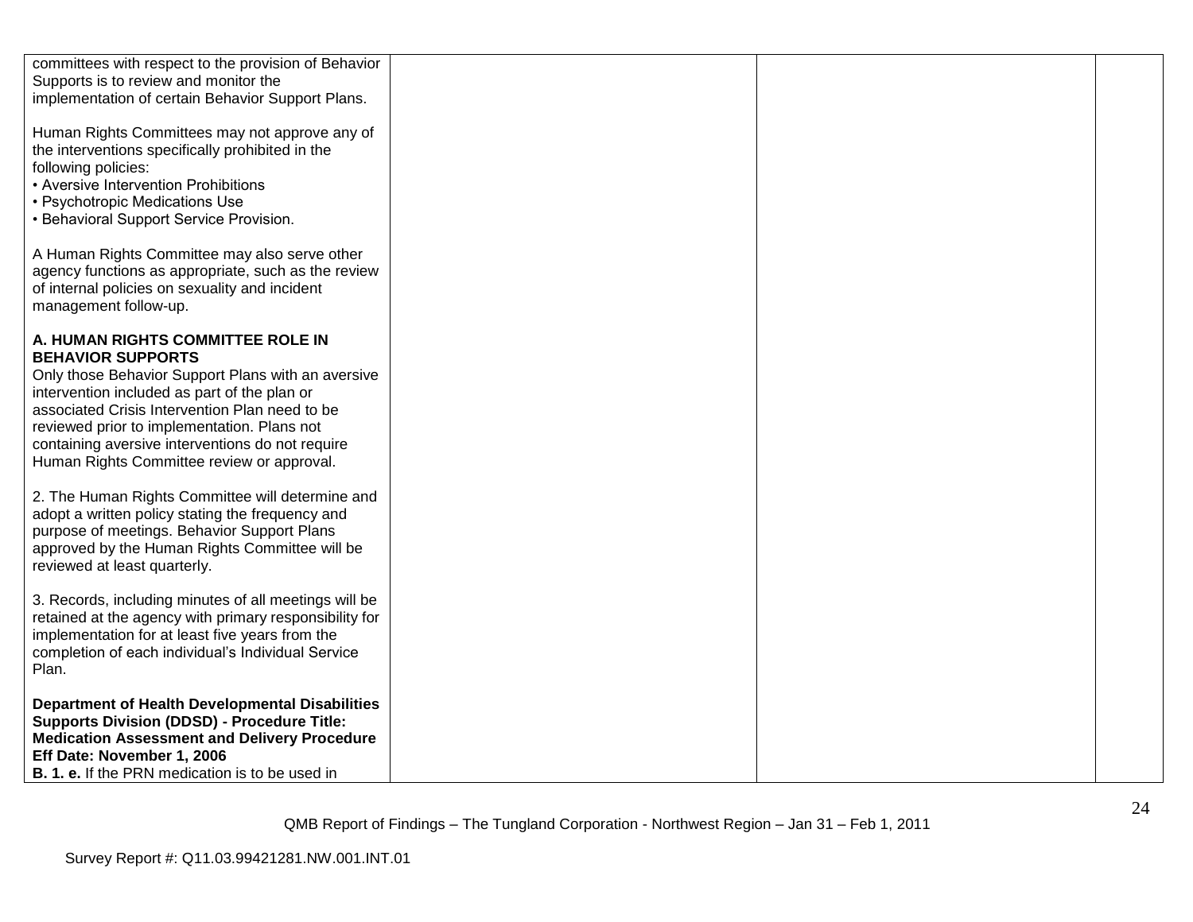| | | | |
|---|---|---|---|
| committees with respect to the provision of Behavior Supports is to review and monitor the implementation of certain Behavior Support Plans.<br><br>Human Rights Committees may not approve any of the interventions specifically prohibited in the following policies:<br>• Aversive Intervention Prohibitions<br>• Psychotropic Medications Use<br>• Behavioral Support Service Provision.<br><br>A Human Rights Committee may also serve other agency functions as appropriate, such as the review of internal policies on sexuality and incident management follow-up.<br><br>**A. HUMAN RIGHTS COMMITTEE ROLE IN BEHAVIOR SUPPORTS**<br>Only those Behavior Support Plans with an aversive intervention included as part of the plan or associated Crisis Intervention Plan need to be reviewed prior to implementation. Plans not containing aversive interventions do not require Human Rights Committee review or approval.<br><br>2. The Human Rights Committee will determine and adopt a written policy stating the frequency and purpose of meetings. Behavior Support Plans approved by the Human Rights Committee will be reviewed at least quarterly.<br><br>3. Records, including minutes of all meetings will be retained at the agency with primary responsibility for implementation for at least five years from the completion of each individual's Individual Service Plan.<br><br>**Department of Health Developmental Disabilities Supports Division (DDSD) - Procedure Title: Medication Assessment and Delivery Procedure Eff Date: November 1, 2006**<br>**B. 1. e.** If the PRN medication is to be used in | | | |

QMB Report of Findings – The Tungland Corporation - Northwest Region – Jan 31 – Feb 1, 2011

Survey Report #: Q11.03.99421281.NW.001.INT.01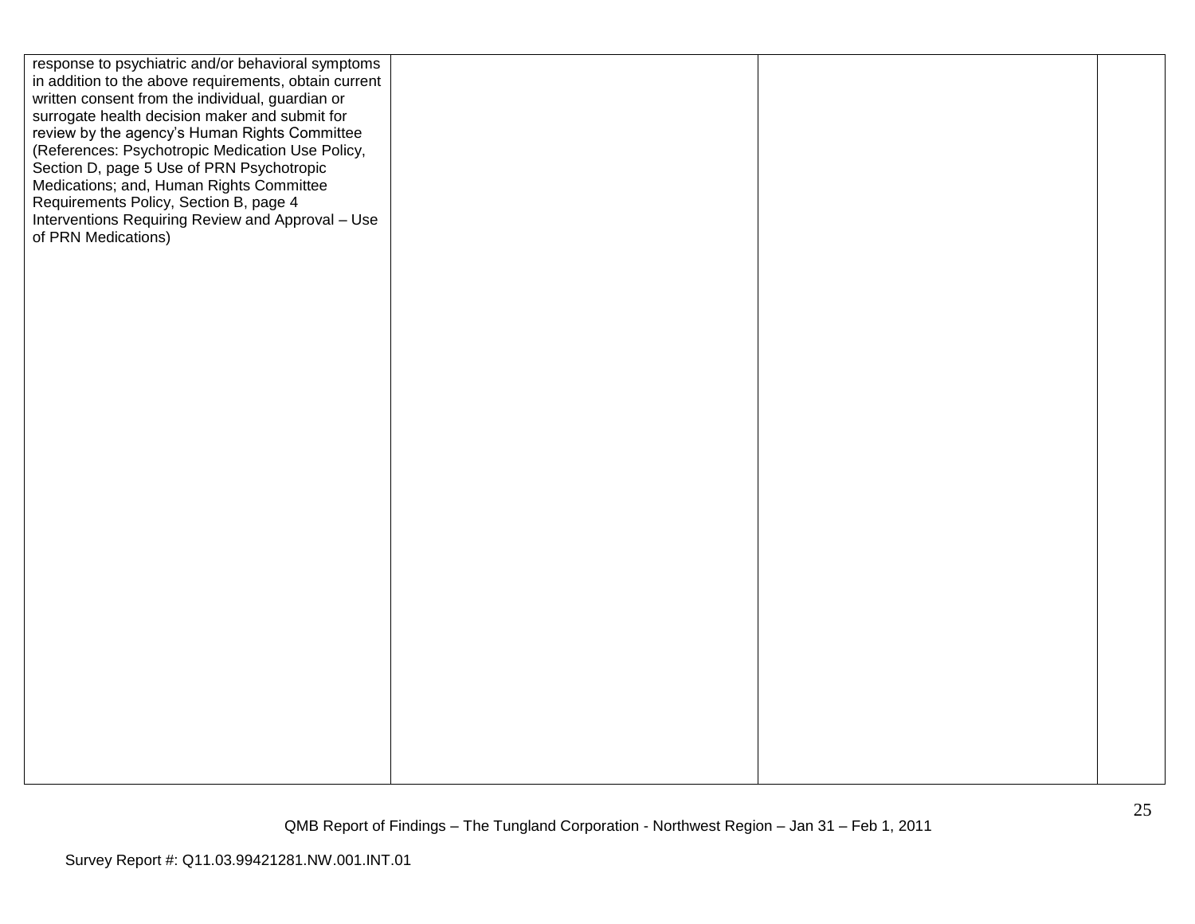| | | | |
|---|---|---|---|
| response to psychiatric and/or behavioral symptoms in addition to the above requirements, obtain current written consent from the individual, guardian or surrogate health decision maker and submit for review by the agency's Human Rights Committee (References: Psychotropic Medication Use Policy, Section D, page 5 Use of PRN Psychotropic Medications; and, Human Rights Committee Requirements Policy, Section B, page 4 Interventions Requiring Review and Approval – Use of PRN Medications) | | | |

QMB Report of Findings – The Tungland Corporation - Northwest Region – Jan 31 – Feb 1, 2011

Survey Report #: Q11.03.99421281.NW.001.INT.01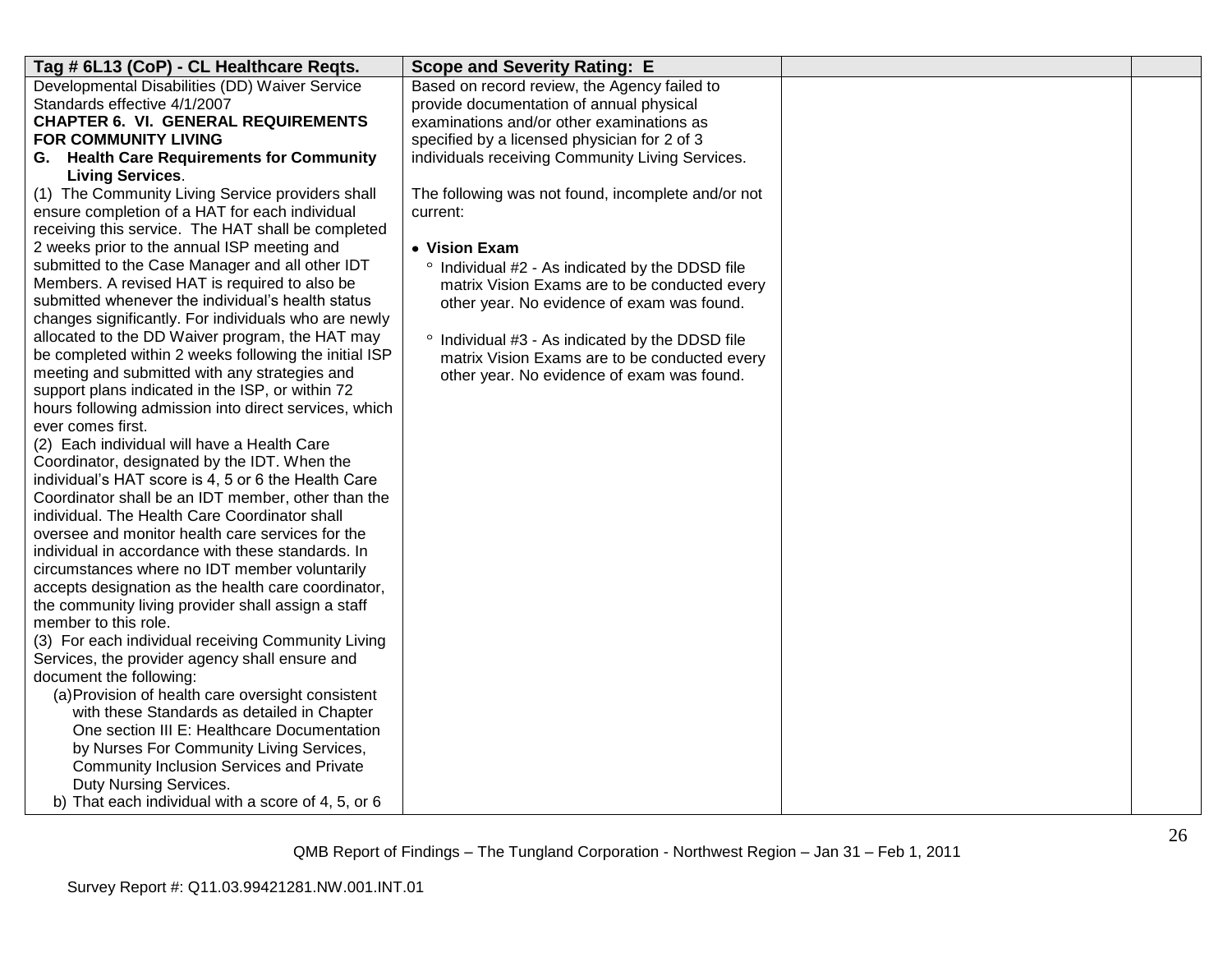| Tag # 6L13 (CoP) - CL Healthcare Reqts. | Scope and Severity Rating: E | | |
|---|---|---|---|
| Developmental Disabilities (DD) Waiver Service Standards effective 4/1/2007<br>**CHAPTER 6. VI. GENERAL REQUIREMENTS FOR COMMUNITY LIVING**<br>**G. Health Care Requirements for Community Living Services**.<br>(1) The Community Living Service providers shall ensure completion of a HAT for each individual receiving this service. The HAT shall be completed 2 weeks prior to the annual ISP meeting and submitted to the Case Manager and all other IDT Members. A revised HAT is required to also be submitted whenever the individual's health status changes significantly. For individuals who are newly allocated to the DD Waiver program, the HAT may be completed within 2 weeks following the initial ISP meeting and submitted with any strategies and support plans indicated in the ISP, or within 72 hours following admission into direct services, which ever comes first.<br>(2) Each individual will have a Health Care Coordinator, designated by the IDT. When the individual's HAT score is 4, 5 or 6 the Health Care Coordinator shall be an IDT member, other than the individual. The Health Care Coordinator shall oversee and monitor health care services for the individual in accordance with these standards. In circumstances where no IDT member voluntarily accepts designation as the health care coordinator, the community living provider shall assign a staff member to this role.<br>(3) For each individual receiving Community Living Services, the provider agency shall ensure and document the following:<br>(a) Provision of health care oversight consistent with these Standards as detailed in Chapter One section III E: Healthcare Documentation by Nurses For Community Living Services, Community Inclusion Services and Private Duty Nursing Services.<br>b) That each individual with a score of 4, 5, or 6 | Based on record review, the Agency failed to provide documentation of annual physical examinations and/or other examinations as specified by a licensed physician for 2 of 3 individuals receiving Community Living Services.<br><br>The following was not found, incomplete and/or not current:<br><br>• **Vision Exam**<br>° Individual #2 - As indicated by the DDSD file matrix Vision Exams are to be conducted every other year. No evidence of exam was found.<br><br>° Individual #3 - As indicated by the DDSD file matrix Vision Exams are to be conducted every other year. No evidence of exam was found. | | |

QMB Report of Findings – The Tungland Corporation - Northwest Region – Jan 31 – Feb 1, 2011

Survey Report #: Q11.03.99421281.NW.001.INT.01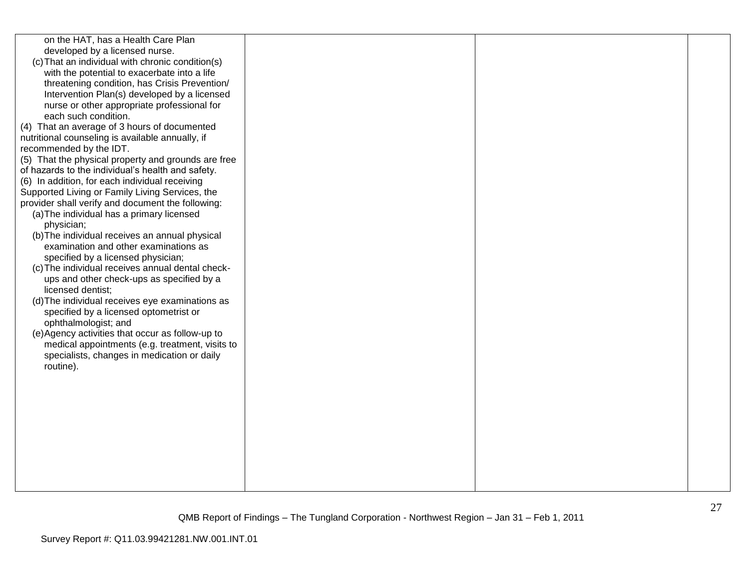| | | | |
|---|---|---|---|
| on the HAT, has a Health Care Plan developed by a licensed nurse.<br>(c) That an individual with chronic condition(s) with the potential to exacerbate into a life threatening condition, has Crisis Prevention/ Intervention Plan(s) developed by a licensed nurse or other appropriate professional for each such condition.<br>(4) That an average of 3 hours of documented nutritional counseling is available annually, if recommended by the IDT.<br>(5) That the physical property and grounds are free of hazards to the individual's health and safety.<br>(6) In addition, for each individual receiving Supported Living or Family Living Services, the provider shall verify and document the following:<br>(a) The individual has a primary licensed physician;<br>(b) The individual receives an annual physical examination and other examinations as specified by a licensed physician;<br>(c) The individual receives annual dental check-ups and other check-ups as specified by a licensed dentist;<br>(d) The individual receives eye examinations as specified by a licensed optometrist or ophthalmologist; and<br>(e) Agency activities that occur as follow-up to medical appointments (e.g. treatment, visits to specialists, changes in medication or daily routine). | | | |

QMB Report of Findings – The Tungland Corporation - Northwest Region – Jan 31 – Feb 1, 2011

Survey Report #: Q11.03.99421281.NW.001.INT.01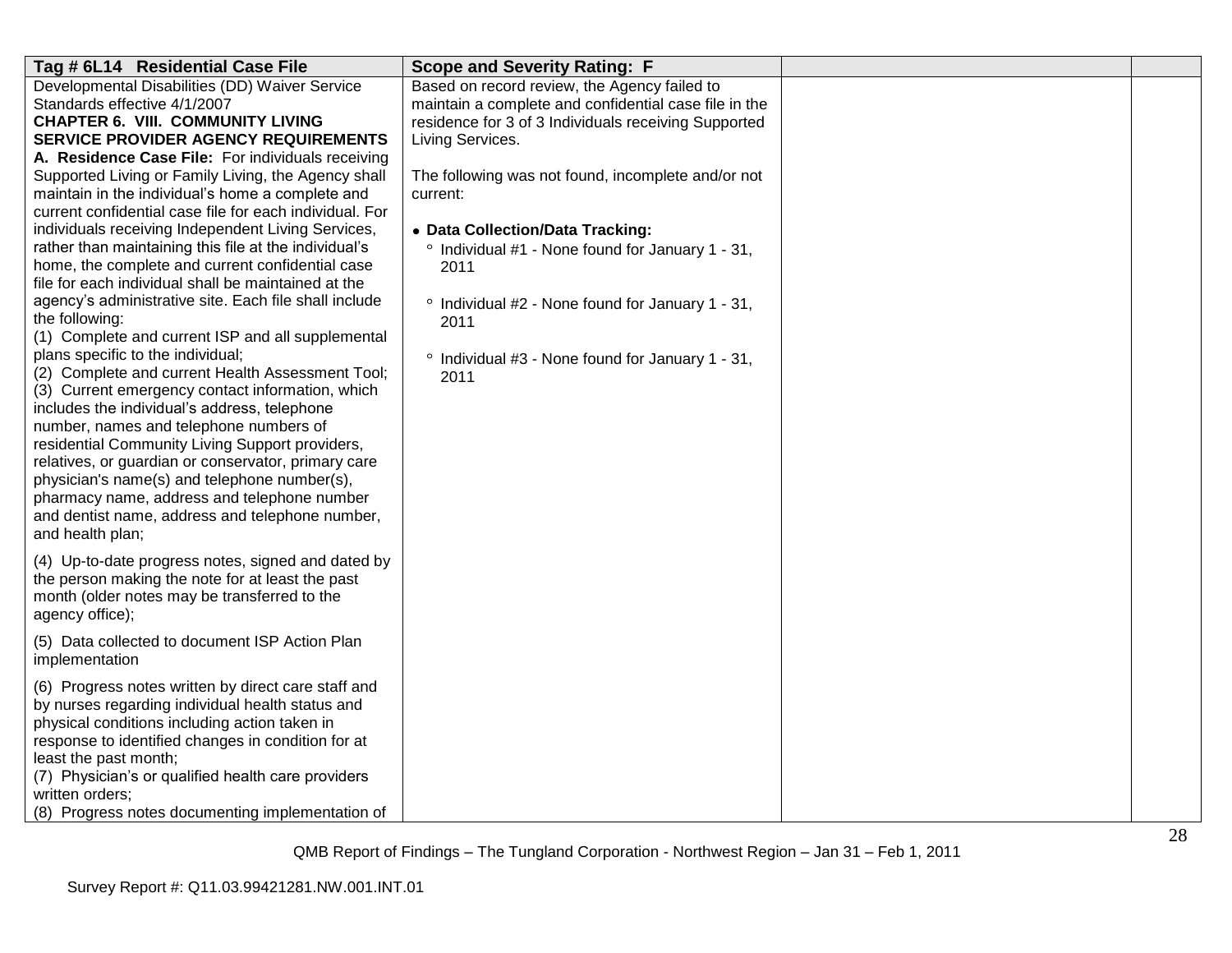| Tag # 6L14 Residential Case File | Scope and Severity Rating: F | | |
|---|---|---|---|
| Developmental Disabilities (DD) Waiver Service Standards effective 4/1/2007<br>**CHAPTER 6. VIII. COMMUNITY LIVING SERVICE PROVIDER AGENCY REQUIREMENTS**<br>**A. Residence Case File:** For individuals receiving Supported Living or Family Living, the Agency shall maintain in the individual's home a complete and current confidential case file for each individual. For individuals receiving Independent Living Services, rather than maintaining this file at the individual's home, the complete and current confidential case file for each individual shall be maintained at the agency's administrative site. Each file shall include the following:<br>(1) Complete and current ISP and all supplemental plans specific to the individual;<br>(2) Complete and current Health Assessment Tool;<br>(3) Current emergency contact information, which includes the individual's address, telephone number, names and telephone numbers of residential Community Living Support providers, relatives, or guardian or conservator, primary care physician's name(s) and telephone number(s), pharmacy name, address and telephone number and dentist name, address and telephone number, and health plan;<br><br>(4) Up-to-date progress notes, signed and dated by the person making the note for at least the past month (older notes may be transferred to the agency office);<br><br>(5) Data collected to document ISP Action Plan implementation<br><br>(6) Progress notes written by direct care staff and by nurses regarding individual health status and physical conditions including action taken in response to identified changes in condition for at least the past month;<br>(7) Physician's or qualified health care providers written orders;<br>(8) Progress notes documenting implementation of | Based on record review, the Agency failed to maintain a complete and confidential case file in the residence for 3 of 3 Individuals receiving Supported Living Services.<br><br>The following was not found, incomplete and/or not current:<br><br>• **Data Collection/Data Tracking:**<br>° Individual #1 - None found for January 1 - 31, 2011<br><br>° Individual #2 - None found for January 1 - 31, 2011<br><br>° Individual #3 - None found for January 1 - 31, 2011 | | |

QMB Report of Findings – The Tungland Corporation - Northwest Region – Jan 31 – Feb 1, 2011

Survey Report #: Q11.03.99421281.NW.001.INT.01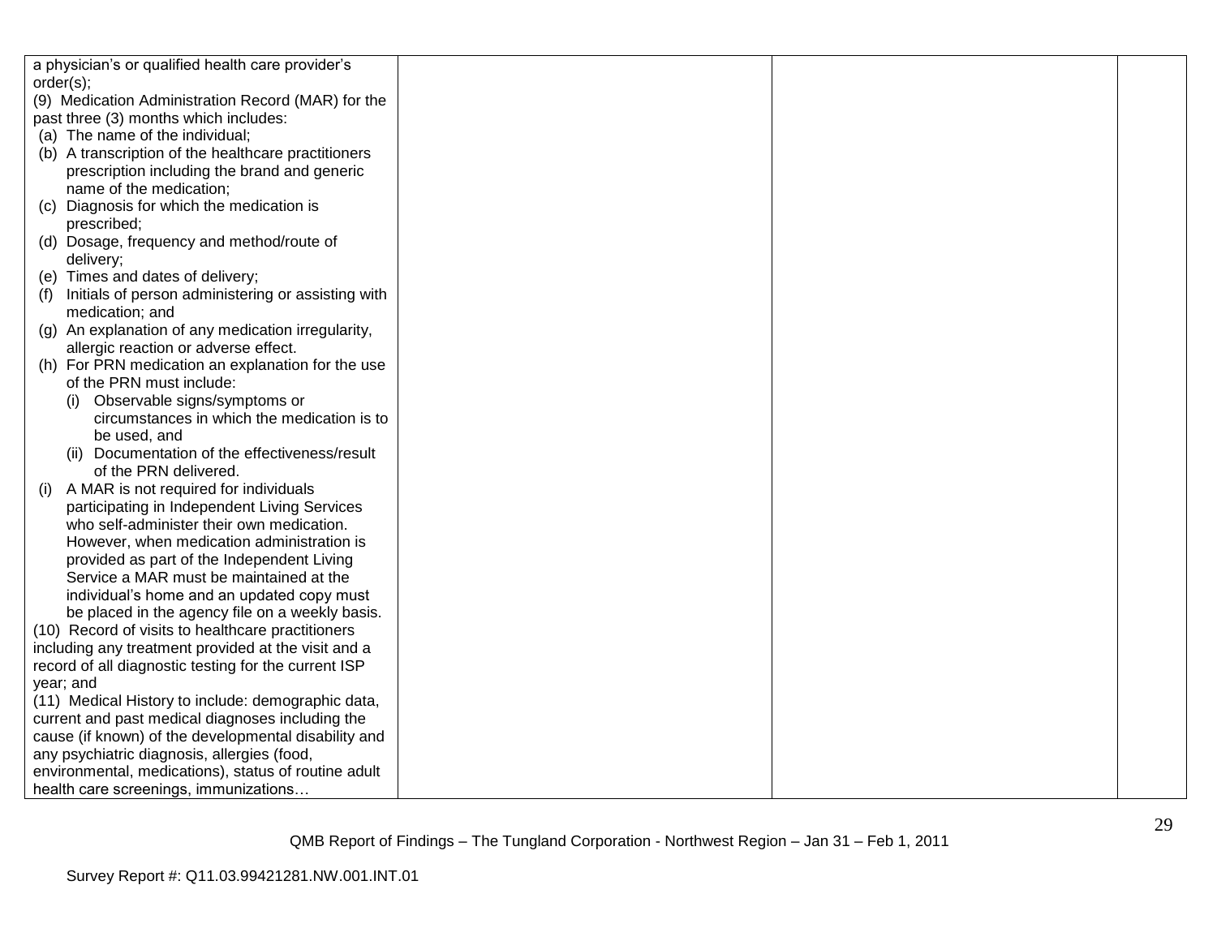| | | | |
|---|---|---|---|
| a physician's or qualified health care provider's order(s);<br>(9) Medication Administration Record (MAR) for the past three (3) months which includes:<br>(a) The name of the individual;<br>(b) A transcription of the healthcare practitioners prescription including the brand and generic name of the medication;<br>(c) Diagnosis for which the medication is prescribed;<br>(d) Dosage, frequency and method/route of delivery;<br>(e) Times and dates of delivery;<br>(f) Initials of person administering or assisting with medication; and<br>(g) An explanation of any medication irregularity, allergic reaction or adverse effect.<br>(h) For PRN medication an explanation for the use of the PRN must include:<br>(i) Observable signs/symptoms or circumstances in which the medication is to be used, and<br>(ii) Documentation of the effectiveness/result of the PRN delivered.<br>(i) A MAR is not required for individuals participating in Independent Living Services who self-administer their own medication. However, when medication administration is provided as part of the Independent Living Service a MAR must be maintained at the individual's home and an updated copy must be placed in the agency file on a weekly basis.<br>(10) Record of visits to healthcare practitioners including any treatment provided at the visit and a record of all diagnostic testing for the current ISP year; and<br>(11) Medical History to include: demographic data, current and past medical diagnoses including the cause (if known) of the developmental disability and any psychiatric diagnosis, allergies (food, environmental, medications), status of routine adult health care screenings, immunizations… | | | |

QMB Report of Findings – The Tungland Corporation - Northwest Region – Jan 31 – Feb 1, 2011

Survey Report #: Q11.03.99421281.NW.001.INT.01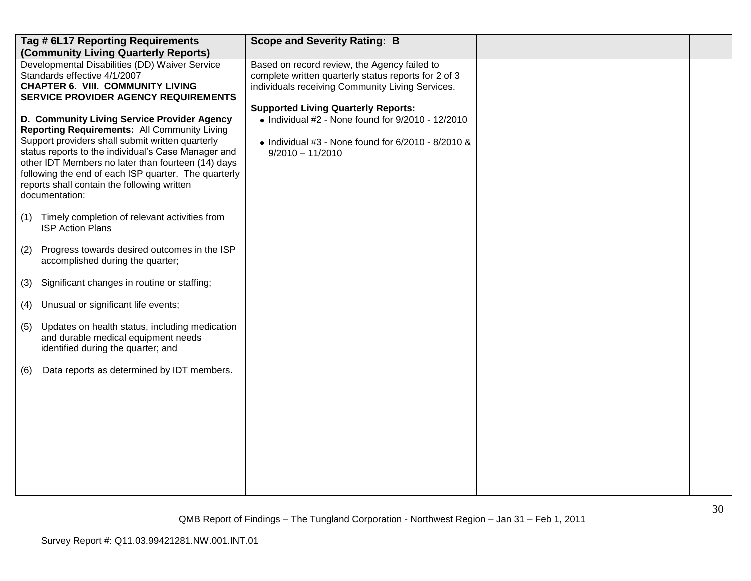| Tag # 6L17 Reporting Requirements (Community Living Quarterly Reports) | Scope and Severity Rating: B | | |
|---|---|---|---|
| Developmental Disabilities (DD) Waiver Service Standards effective 4/1/2007<br>**CHAPTER 6. VIII. COMMUNITY LIVING SERVICE PROVIDER AGENCY REQUIREMENTS**<br><br>**D. Community Living Service Provider Agency Reporting Requirements:** All Community Living Support providers shall submit written quarterly status reports to the individual's Case Manager and other IDT Members no later than fourteen (14) days following the end of each ISP quarter. The quarterly reports shall contain the following written documentation:<br><br>(1) Timely completion of relevant activities from ISP Action Plans<br><br>(2) Progress towards desired outcomes in the ISP accomplished during the quarter;<br><br>(3) Significant changes in routine or staffing;<br><br>(4) Unusual or significant life events;<br><br>(5) Updates on health status, including medication and durable medical equipment needs identified during the quarter; and<br><br>(6) Data reports as determined by IDT members. | Based on record review, the Agency failed to complete written quarterly status reports for 2 of 3 individuals receiving Community Living Services.<br><br>**Supported Living Quarterly Reports:**<br>• Individual #2 - None found for 9/2010 - 12/2010<br><br>• Individual #3 - None found for 6/2010 - 8/2010 & 9/2010 – 11/2010 | | |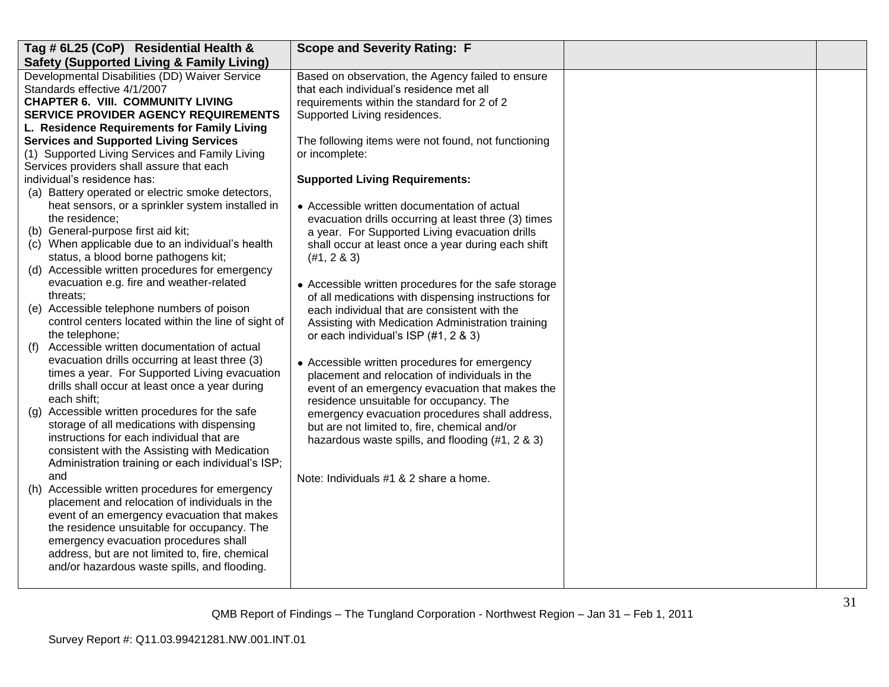| Tag # 6L25 (CoP) Residential Health & Safety (Supported Living & Family Living) | Scope and Severity Rating: F | | |
|---|---|---|---|
| Developmental Disabilities (DD) Waiver Service Standards effective 4/1/2007<br>**CHAPTER 6. VIII. COMMUNITY LIVING SERVICE PROVIDER AGENCY REQUIREMENTS**<br>**L. Residence Requirements for Family Living Services and Supported Living Services**<br>(1) Supported Living Services and Family Living Services providers shall assure that each individual's residence has:<br>(a) Battery operated or electric smoke detectors, heat sensors, or a sprinkler system installed in the residence;<br>(b) General-purpose first aid kit;<br>(c) When applicable due to an individual's health status, a blood borne pathogens kit;<br>(d) Accessible written procedures for emergency evacuation e.g. fire and weather-related threats;<br>(e) Accessible telephone numbers of poison control centers located within the line of sight of the telephone;<br>(f) Accessible written documentation of actual evacuation drills occurring at least three (3) times a year. For Supported Living evacuation drills shall occur at least once a year during each shift;<br>(g) Accessible written procedures for the safe storage of all medications with dispensing instructions for each individual that are consistent with the Assisting with Medication Administration training or each individual's ISP; and<br>(h) Accessible written procedures for emergency placement and relocation of individuals in the event of an emergency evacuation that makes the residence unsuitable for occupancy. The emergency evacuation procedures shall address, but are not limited to, fire, chemical and/or hazardous waste spills, and flooding. | Based on observation, the Agency failed to ensure that each individual's residence met all requirements within the standard for 2 of 2 Supported Living residences.<br><br>The following items were not found, not functioning or incomplete:<br><br>**Supported Living Requirements:**<br><br>• Accessible written documentation of actual evacuation drills occurring at least three (3) times a year. For Supported Living evacuation drills shall occur at least once a year during each shift (#1, 2 & 3)<br><br>• Accessible written procedures for the safe storage of all medications with dispensing instructions for each individual that are consistent with the Assisting with Medication Administration training or each individual's ISP (#1, 2 & 3)<br><br>• Accessible written procedures for emergency placement and relocation of individuals in the event of an emergency evacuation that makes the residence unsuitable for occupancy. The emergency evacuation procedures shall address, but are not limited to, fire, chemical and/or hazardous waste spills, and flooding (#1, 2 & 3)<br><br>Note: Individuals #1 & 2 share a home. | | |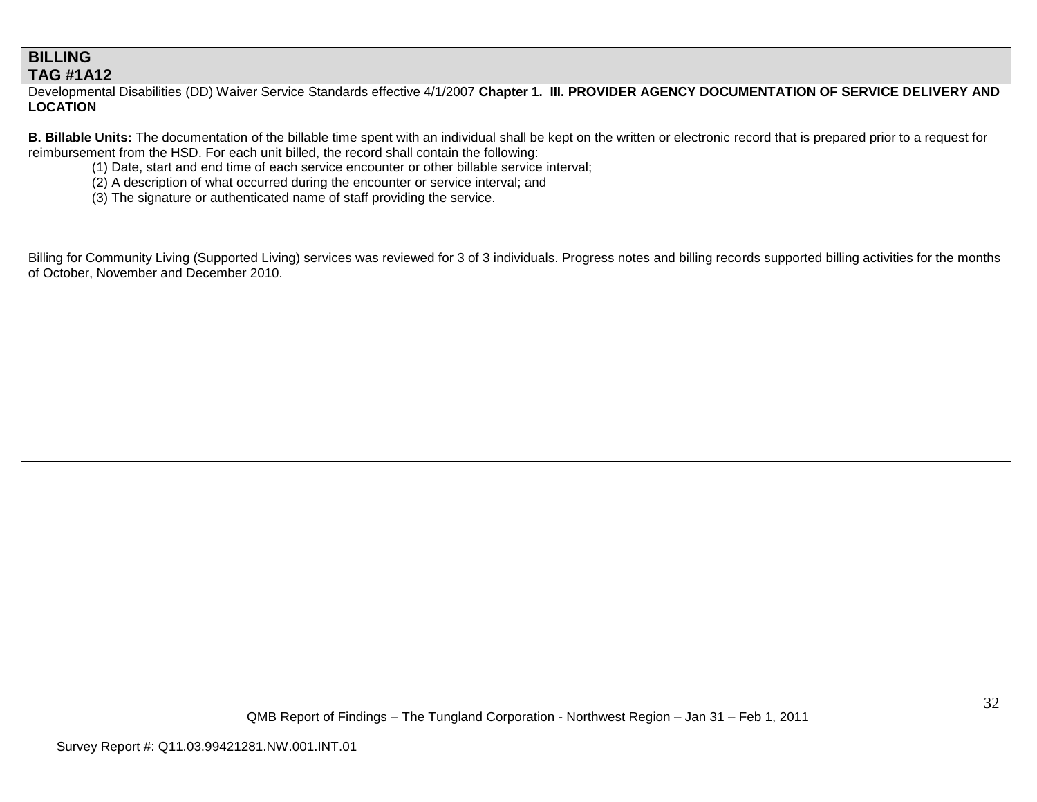**BILLING**
**TAG #1A12**

Developmental Disabilities (DD) Waiver Service Standards effective 4/1/2007 **Chapter 1. III. PROVIDER AGENCY DOCUMENTATION OF SERVICE DELIVERY AND LOCATION**

**B. Billable Units:** The documentation of the billable time spent with an individual shall be kept on the written or electronic record that is prepared prior to a request for reimbursement from the HSD. For each unit billed, the record shall contain the following:

(1) Date, start and end time of each service encounter or other billable service interval;
(2) A description of what occurred during the encounter or service interval; and
(3) The signature or authenticated name of staff providing the service.

Billing for Community Living (Supported Living) services was reviewed for 3 of 3 individuals. Progress notes and billing records supported billing activities for the months of October, November and December 2010.